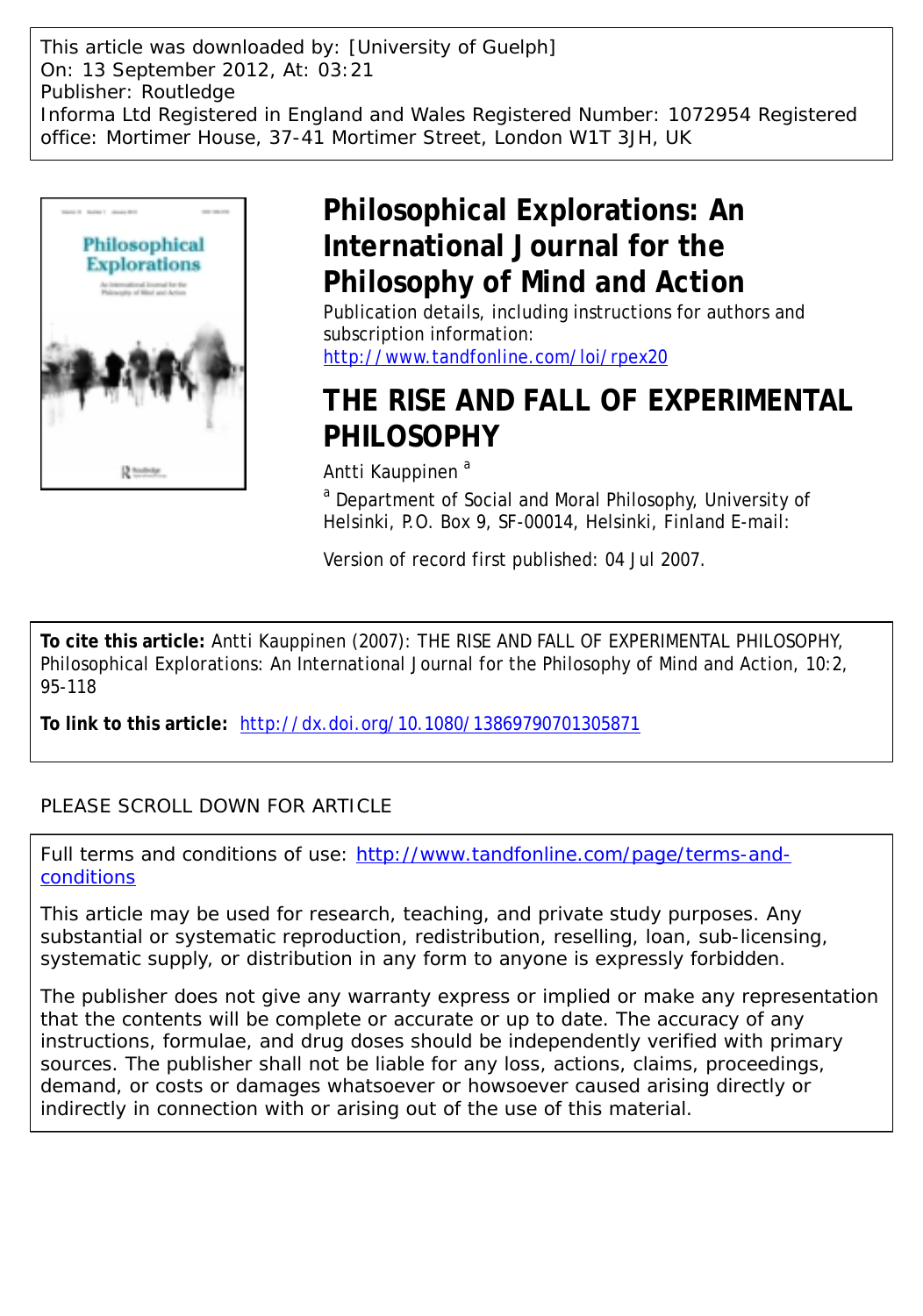This article was downloaded by: [University of Guelph]
On: 13 September 2012, At: 03:21
Publisher: Routledge
Informa Ltd Registered in England and Wales Registered Number: 1072954 Registered office: Mortimer House, 37-41 Mortimer Street, London W1T 3JH, UK

# Philosophical Explorations: An International Journal for the Philosophy of Mind and Action

Publication details, including instructions for authors and subscription information:
http://www.tandfonline.com/loi/rpex20

# THE RISE AND FALL OF EXPERIMENTAL PHILOSOPHY

Antti Kauppinen [a]

[a] Department of Social and Moral Philosophy, University of Helsinki, P.O. Box 9, SF-00014, Helsinki, Finland E-mail:

Version of record first published: 04 Jul 2007.

**To cite this article:** Antti Kauppinen (2007): THE RISE AND FALL OF EXPERIMENTAL PHILOSOPHY, Philosophical Explorations: An International Journal for the Philosophy of Mind and Action, 10:2, 95-118

**To link to this article:** http://dx.doi.org/10.1080/13869790701305871

PLEASE SCROLL DOWN FOR ARTICLE

Full terms and conditions of use: http://www.tandfonline.com/page/terms-and-conditions

This article may be used for research, teaching, and private study purposes. Any substantial or systematic reproduction, redistribution, reselling, loan, sub-licensing, systematic supply, or distribution in any form to anyone is expressly forbidden.

The publisher does not give any warranty express or implied or make any representation that the contents will be complete or accurate or up to date. The accuracy of any instructions, formulae, and drug doses should be independently verified with primary sources. The publisher shall not be liable for any loss, actions, claims, proceedings, demand, or costs or damages whatsoever or howsoever caused arising directly or indirectly in connection with or arising out of the use of this material.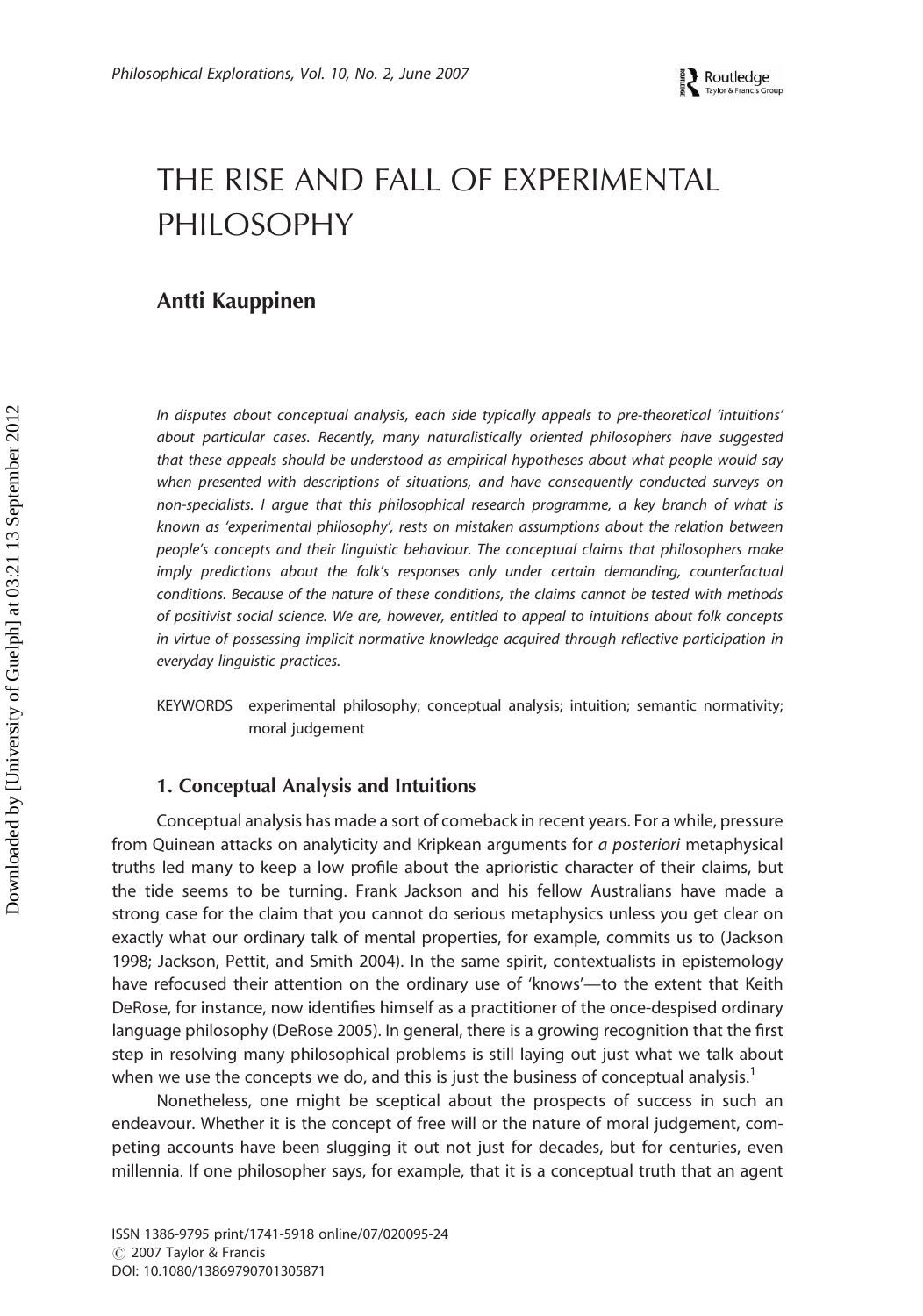# THE RISE AND FALL OF EXPERIMENTAL PHILOSOPHY

**Antti Kauppinen**

*In disputes about conceptual analysis, each side typically appeals to pre-theoretical 'intuitions' about particular cases. Recently, many naturalistically oriented philosophers have suggested that these appeals should be understood as empirical hypotheses about what people would say when presented with descriptions of situations, and have consequently conducted surveys on non-specialists. I argue that this philosophical research programme, a key branch of what is known as 'experimental philosophy', rests on mistaken assumptions about the relation between people's concepts and their linguistic behaviour. The conceptual claims that philosophers make imply predictions about the folk's responses only under certain demanding, counterfactual conditions. Because of the nature of these conditions, the claims cannot be tested with methods of positivist social science. We are, however, entitled to appeal to intuitions about folk concepts in virtue of possessing implicit normative knowledge acquired through reflective participation in everyday linguistic practices.*

KEYWORDS experimental philosophy; conceptual analysis; intuition; semantic normativity; moral judgement

## 1. Conceptual Analysis and Intuitions

Conceptual analysis has made a sort of comeback in recent years. For a while, pressure from Quinean attacks on analyticity and Kripkean arguments for *a posteriori* metaphysical truths led many to keep a low profile about the aprioristic character of their claims, but the tide seems to be turning. Frank Jackson and his fellow Australians have made a strong case for the claim that you cannot do serious metaphysics unless you get clear on exactly what our ordinary talk of mental properties, for example, commits us to (Jackson 1998; Jackson, Pettit, and Smith 2004). In the same spirit, contextualists in epistemology have refocused their attention on the ordinary use of 'knows'—to the extent that Keith DeRose, for instance, now identifies himself as a practitioner of the once-despised ordinary language philosophy (DeRose 2005). In general, there is a growing recognition that the first step in resolving many philosophical problems is still laying out just what we talk about when we use the concepts we do, and this is just the business of conceptual analysis.[1]

Nonetheless, one might be sceptical about the prospects of success in such an endeavour. Whether it is the concept of free will or the nature of moral judgement, competing accounts have been slugging it out not just for decades, but for centuries, even millennia. If one philosopher says, for example, that it is a conceptual truth that an agent

ISSN 1386-9795 print/1741-5918 online/07/020095-24
© 2007 Taylor & Francis
DOI: 10.1080/13869790701305871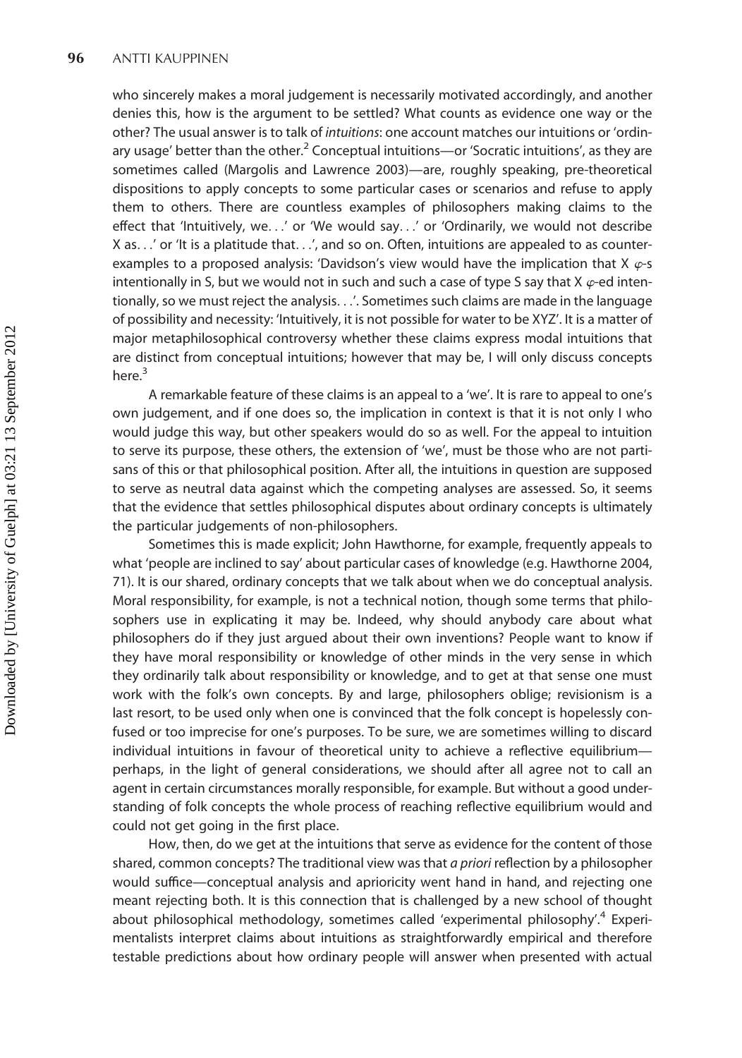who sincerely makes a moral judgement is necessarily motivated accordingly, and another denies this, how is the argument to be settled? What counts as evidence one way or the other? The usual answer is to talk of *intuitions*: one account matches our intuitions or 'ordinary usage' better than the other.[2] Conceptual intuitions—or 'Socratic intuitions', as they are sometimes called (Margolis and Lawrence 2003)—are, roughly speaking, pre-theoretical dispositions to apply concepts to some particular cases or scenarios and refuse to apply them to others. There are countless examples of philosophers making claims to the effect that 'Intuitively, we. . .' or 'We would say. . .' or 'Ordinarily, we would not describe X as. . .' or 'It is a platitude that. . .', and so on. Often, intuitions are appealed to as counter-examples to a proposed analysis: 'Davidson's view would have the implication that X $\varphi$-s intentionally in S, but we would not in such and such a case of type S say that X $\varphi$-ed intentionally, so we must reject the analysis. . .'. Sometimes such claims are made in the language of possibility and necessity: 'Intuitively, it is not possible for water to be XYZ'. It is a matter of major metaphilosophical controversy whether these claims express modal intuitions that are distinct from conceptual intuitions; however that may be, I will only discuss concepts here.[3]

A remarkable feature of these claims is an appeal to a 'we'. It is rare to appeal to one's own judgement, and if one does so, the implication in context is that it is not only I who would judge this way, but other speakers would do so as well. For the appeal to intuition to serve its purpose, these others, the extension of 'we', must be those who are not partisans of this or that philosophical position. After all, the intuitions in question are supposed to serve as neutral data against which the competing analyses are assessed. So, it seems that the evidence that settles philosophical disputes about ordinary concepts is ultimately the particular judgements of non-philosophers.

Sometimes this is made explicit; John Hawthorne, for example, frequently appeals to what 'people are inclined to say' about particular cases of knowledge (e.g. Hawthorne 2004, 71). It is our shared, ordinary concepts that we talk about when we do conceptual analysis. Moral responsibility, for example, is not a technical notion, though some terms that philosophers use in explicating it may be. Indeed, why should anybody care about what philosophers do if they just argued about their own inventions? People want to know if they have moral responsibility or knowledge of other minds in the very sense in which they ordinarily talk about responsibility or knowledge, and to get at that sense one must work with the folk's own concepts. By and large, philosophers oblige; revisionism is a last resort, to be used only when one is convinced that the folk concept is hopelessly confused or too imprecise for one's purposes. To be sure, we are sometimes willing to discard individual intuitions in favour of theoretical unity to achieve a reflective equilibrium—perhaps, in the light of general considerations, we should after all agree not to call an agent in certain circumstances morally responsible, for example. But without a good understanding of folk concepts the whole process of reaching reflective equilibrium would and could not get going in the first place.

How, then, do we get at the intuitions that serve as evidence for the content of those shared, common concepts? The traditional view was that *a priori* reflection by a philosopher would suffice—conceptual analysis and aprioricity went hand in hand, and rejecting one meant rejecting both. It is this connection that is challenged by a new school of thought about philosophical methodology, sometimes called 'experimental philosophy'.[4] Experimentalists interpret claims about intuitions as straightforwardly empirical and therefore testable predictions about how ordinary people will answer when presented with actual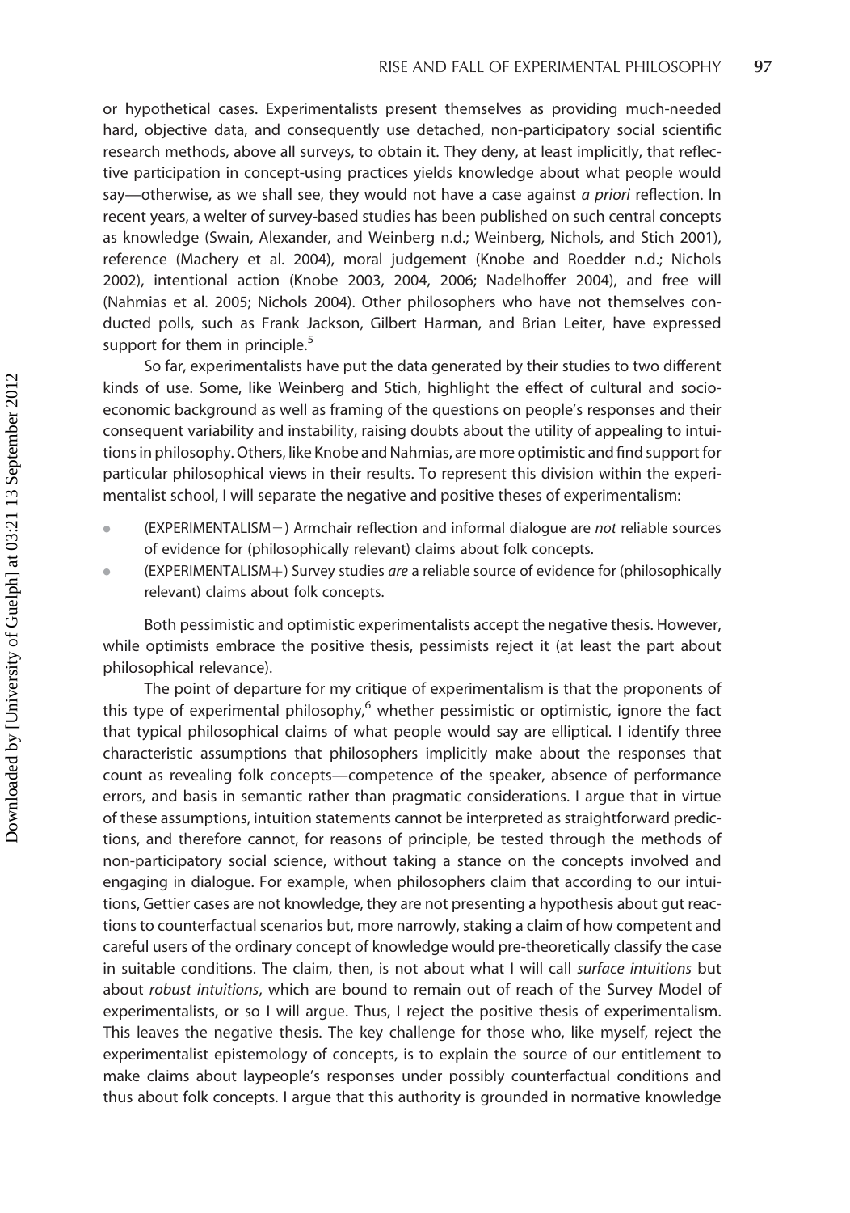or hypothetical cases. Experimentalists present themselves as providing much-needed hard, objective data, and consequently use detached, non-participatory social scientific research methods, above all surveys, to obtain it. They deny, at least implicitly, that reflective participation in concept-using practices yields knowledge about what people would say—otherwise, as we shall see, they would not have a case against *a priori* reflection. In recent years, a welter of survey-based studies has been published on such central concepts as knowledge (Swain, Alexander, and Weinberg n.d.; Weinberg, Nichols, and Stich 2001), reference (Machery et al. 2004), moral judgement (Knobe and Roedder n.d.; Nichols 2002), intentional action (Knobe 2003, 2004, 2006; Nadelhoffer 2004), and free will (Nahmias et al. 2005; Nichols 2004). Other philosophers who have not themselves conducted polls, such as Frank Jackson, Gilbert Harman, and Brian Leiter, have expressed support for them in principle.[5]

So far, experimentalists have put the data generated by their studies to two different kinds of use. Some, like Weinberg and Stich, highlight the effect of cultural and socio-economic background as well as framing of the questions on people's responses and their consequent variability and instability, raising doubts about the utility of appealing to intuitions in philosophy. Others, like Knobe and Nahmias, are more optimistic and find support for particular philosophical views in their results. To represent this division within the experimentalist school, I will separate the negative and positive theses of experimentalism:

- (EXPERIMENTALISM−) Armchair reflection and informal dialogue are *not* reliable sources of evidence for (philosophically relevant) claims about folk concepts.
- (EXPERIMENTALISM+) Survey studies *are* a reliable source of evidence for (philosophically relevant) claims about folk concepts.

Both pessimistic and optimistic experimentalists accept the negative thesis. However, while optimists embrace the positive thesis, pessimists reject it (at least the part about philosophical relevance).

The point of departure for my critique of experimentalism is that the proponents of this type of experimental philosophy,[6] whether pessimistic or optimistic, ignore the fact that typical philosophical claims of what people would say are elliptical. I identify three characteristic assumptions that philosophers implicitly make about the responses that count as revealing folk concepts—competence of the speaker, absence of performance errors, and basis in semantic rather than pragmatic considerations. I argue that in virtue of these assumptions, intuition statements cannot be interpreted as straightforward predictions, and therefore cannot, for reasons of principle, be tested through the methods of non-participatory social science, without taking a stance on the concepts involved and engaging in dialogue. For example, when philosophers claim that according to our intuitions, Gettier cases are not knowledge, they are not presenting a hypothesis about gut reactions to counterfactual scenarios but, more narrowly, staking a claim of how competent and careful users of the ordinary concept of knowledge would pre-theoretically classify the case in suitable conditions. The claim, then, is not about what I will call *surface intuitions* but about *robust intuitions*, which are bound to remain out of reach of the Survey Model of experimentalists, or so I will argue. Thus, I reject the positive thesis of experimentalism. This leaves the negative thesis. The key challenge for those who, like myself, reject the experimentalist epistemology of concepts, is to explain the source of our entitlement to make claims about laypeople's responses under possibly counterfactual conditions and thus about folk concepts. I argue that this authority is grounded in normative knowledge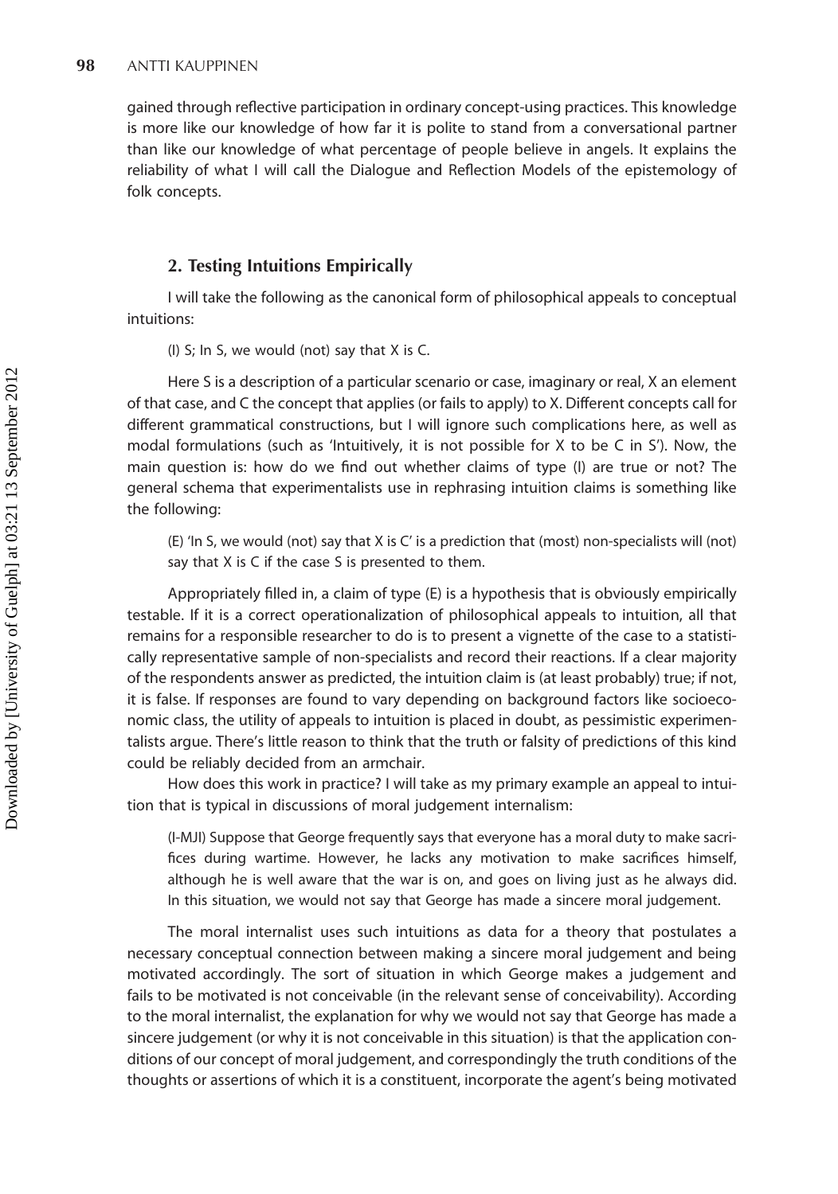gained through reflective participation in ordinary concept-using practices. This knowledge is more like our knowledge of how far it is polite to stand from a conversational partner than like our knowledge of what percentage of people believe in angels. It explains the reliability of what I will call the Dialogue and Reflection Models of the epistemology of folk concepts.

## 2. Testing Intuitions Empirically

I will take the following as the canonical form of philosophical appeals to conceptual intuitions:

(I) S; In S, we would (not) say that X is C.

Here S is a description of a particular scenario or case, imaginary or real, X an element of that case, and C the concept that applies (or fails to apply) to X. Different concepts call for different grammatical constructions, but I will ignore such complications here, as well as modal formulations (such as 'Intuitively, it is not possible for X to be C in S'). Now, the main question is: how do we find out whether claims of type (I) are true or not? The general schema that experimentalists use in rephrasing intuition claims is something like the following:

(E) 'In S, we would (not) say that X is C' is a prediction that (most) non-specialists will (not) say that X is C if the case S is presented to them.

Appropriately filled in, a claim of type (E) is a hypothesis that is obviously empirically testable. If it is a correct operationalization of philosophical appeals to intuition, all that remains for a responsible researcher to do is to present a vignette of the case to a statistically representative sample of non-specialists and record their reactions. If a clear majority of the respondents answer as predicted, the intuition claim is (at least probably) true; if not, it is false. If responses are found to vary depending on background factors like socioeconomic class, the utility of appeals to intuition is placed in doubt, as pessimistic experimentalists argue. There's little reason to think that the truth or falsity of predictions of this kind could be reliably decided from an armchair.

How does this work in practice? I will take as my primary example an appeal to intuition that is typical in discussions of moral judgement internalism:

(I-MJI) Suppose that George frequently says that everyone has a moral duty to make sacrifices during wartime. However, he lacks any motivation to make sacrifices himself, although he is well aware that the war is on, and goes on living just as he always did. In this situation, we would not say that George has made a sincere moral judgement.

The moral internalist uses such intuitions as data for a theory that postulates a necessary conceptual connection between making a sincere moral judgement and being motivated accordingly. The sort of situation in which George makes a judgement and fails to be motivated is not conceivable (in the relevant sense of conceivability). According to the moral internalist, the explanation for why we would not say that George has made a sincere judgement (or why it is not conceivable in this situation) is that the application conditions of our concept of moral judgement, and correspondingly the truth conditions of the thoughts or assertions of which it is a constituent, incorporate the agent's being motivated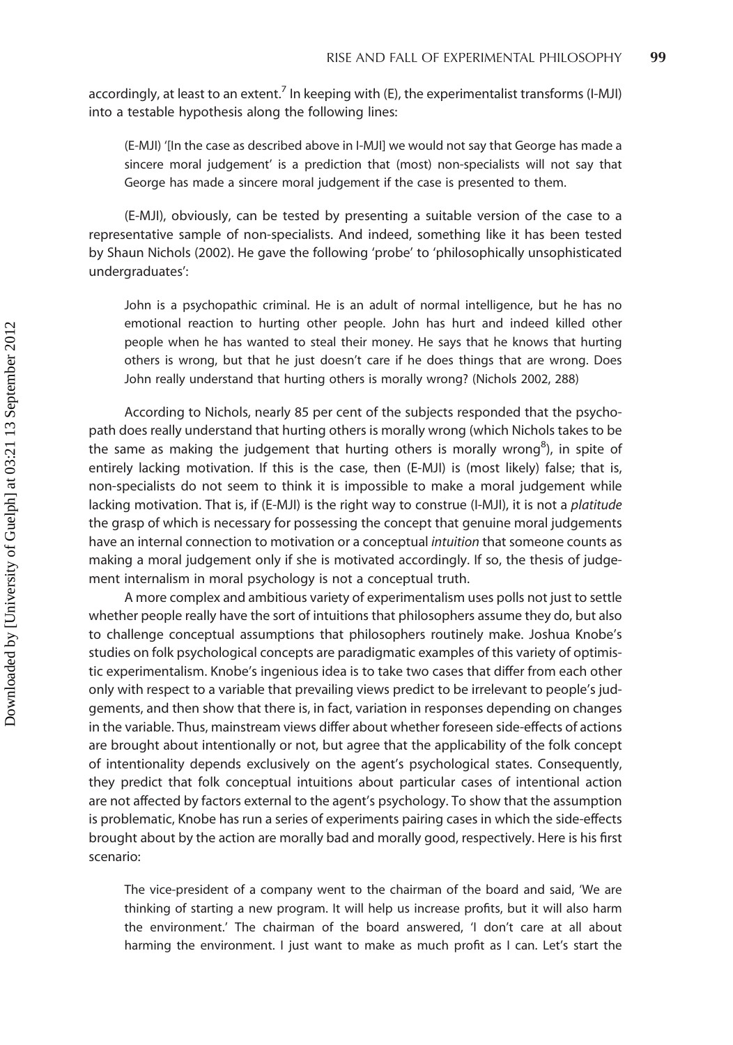accordingly, at least to an extent.[7] In keeping with (E), the experimentalist transforms (I-MJI) into a testable hypothesis along the following lines:

> (E-MJI) '[In the case as described above in I-MJI] we would not say that George has made a sincere moral judgement' is a prediction that (most) non-specialists will not say that George has made a sincere moral judgement if the case is presented to them.

(E-MJI), obviously, can be tested by presenting a suitable version of the case to a representative sample of non-specialists. And indeed, something like it has been tested by Shaun Nichols (2002). He gave the following 'probe' to 'philosophically unsophisticated undergraduates':

> John is a psychopathic criminal. He is an adult of normal intelligence, but he has no emotional reaction to hurting other people. John has hurt and indeed killed other people when he has wanted to steal their money. He says that he knows that hurting others is wrong, but that he just doesn't care if he does things that are wrong. Does John really understand that hurting others is morally wrong? (Nichols 2002, 288)

According to Nichols, nearly 85 per cent of the subjects responded that the psychopath does really understand that hurting others is morally wrong (which Nichols takes to be the same as making the judgement that hurting others is morally wrong[8]), in spite of entirely lacking motivation. If this is the case, then (E-MJI) is (most likely) false; that is, non-specialists do not seem to think it is impossible to make a moral judgement while lacking motivation. That is, if (E-MJI) is the right way to construe (I-MJI), it is not a *platitude* the grasp of which is necessary for possessing the concept that genuine moral judgements have an internal connection to motivation or a conceptual *intuition* that someone counts as making a moral judgement only if she is motivated accordingly. If so, the thesis of judgement internalism in moral psychology is not a conceptual truth.

A more complex and ambitious variety of experimentalism uses polls not just to settle whether people really have the sort of intuitions that philosophers assume they do, but also to challenge conceptual assumptions that philosophers routinely make. Joshua Knobe's studies on folk psychological concepts are paradigmatic examples of this variety of optimistic experimentalism. Knobe's ingenious idea is to take two cases that differ from each other only with respect to a variable that prevailing views predict to be irrelevant to people's judgements, and then show that there is, in fact, variation in responses depending on changes in the variable. Thus, mainstream views differ about whether foreseen side-effects of actions are brought about intentionally or not, but agree that the applicability of the folk concept of intentionality depends exclusively on the agent's psychological states. Consequently, they predict that folk conceptual intuitions about particular cases of intentional action are not affected by factors external to the agent's psychology. To show that the assumption is problematic, Knobe has run a series of experiments pairing cases in which the side-effects brought about by the action are morally bad and morally good, respectively. Here is his first scenario:

> The vice-president of a company went to the chairman of the board and said, 'We are thinking of starting a new program. It will help us increase profits, but it will also harm the environment.' The chairman of the board answered, 'I don't care at all about harming the environment. I just want to make as much profit as I can. Let's start the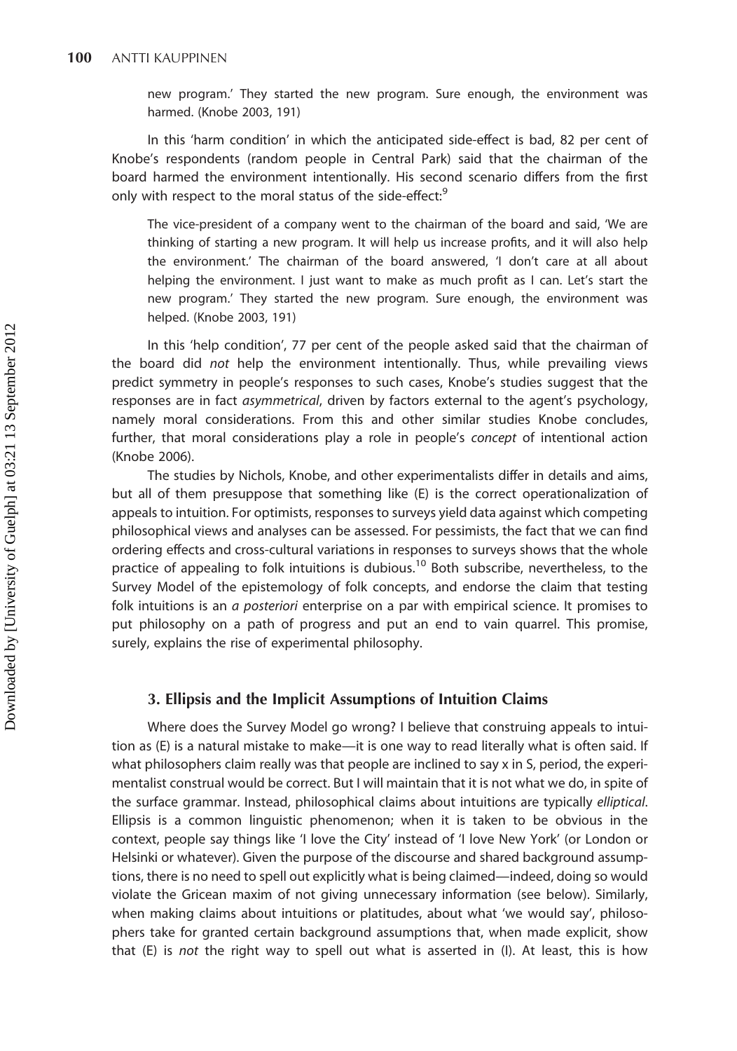new program.' They started the new program. Sure enough, the environment was harmed. (Knobe 2003, 191)

In this 'harm condition' in which the anticipated side-effect is bad, 82 per cent of Knobe's respondents (random people in Central Park) said that the chairman of the board harmed the environment intentionally. His second scenario differs from the first only with respect to the moral status of the side-effect:[9]

> The vice-president of a company went to the chairman of the board and said, 'We are thinking of starting a new program. It will help us increase profits, and it will also help the environment.' The chairman of the board answered, 'I don't care at all about helping the environment. I just want to make as much profit as I can. Let's start the new program.' They started the new program. Sure enough, the environment was helped. (Knobe 2003, 191)

In this 'help condition', 77 per cent of the people asked said that the chairman of the board did *not* help the environment intentionally. Thus, while prevailing views predict symmetry in people's responses to such cases, Knobe's studies suggest that the responses are in fact *asymmetrical*, driven by factors external to the agent's psychology, namely moral considerations. From this and other similar studies Knobe concludes, further, that moral considerations play a role in people's *concept* of intentional action (Knobe 2006).

The studies by Nichols, Knobe, and other experimentalists differ in details and aims, but all of them presuppose that something like (E) is the correct operationalization of appeals to intuition. For optimists, responses to surveys yield data against which competing philosophical views and analyses can be assessed. For pessimists, the fact that we can find ordering effects and cross-cultural variations in responses to surveys shows that the whole practice of appealing to folk intuitions is dubious.[10] Both subscribe, nevertheless, to the Survey Model of the epistemology of folk concepts, and endorse the claim that testing folk intuitions is an *a posteriori* enterprise on a par with empirical science. It promises to put philosophy on a path of progress and put an end to vain quarrel. This promise, surely, explains the rise of experimental philosophy.

## 3. Ellipsis and the Implicit Assumptions of Intuition Claims

Where does the Survey Model go wrong? I believe that construing appeals to intuition as (E) is a natural mistake to make—it is one way to read literally what is often said. If what philosophers claim really was that people are inclined to say x in S, period, the experimentalist construal would be correct. But I will maintain that it is not what we do, in spite of the surface grammar. Instead, philosophical claims about intuitions are typically *elliptical*. Ellipsis is a common linguistic phenomenon; when it is taken to be obvious in the context, people say things like 'I love the City' instead of 'I love New York' (or London or Helsinki or whatever). Given the purpose of the discourse and shared background assumptions, there is no need to spell out explicitly what is being claimed—indeed, doing so would violate the Gricean maxim of not giving unnecessary information (see below). Similarly, when making claims about intuitions or platitudes, about what 'we would say', philosophers take for granted certain background assumptions that, when made explicit, show that (E) is *not* the right way to spell out what is asserted in (I). At least, this is how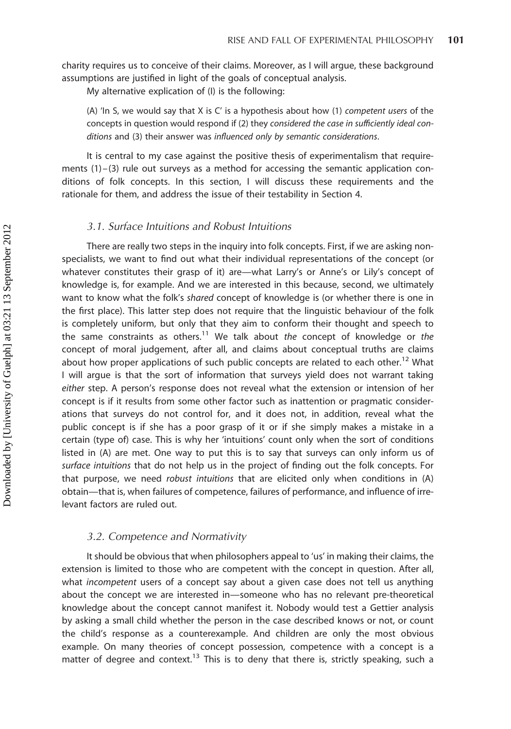charity requires us to conceive of their claims. Moreover, as I will argue, these background assumptions are justified in light of the goals of conceptual analysis.

My alternative explication of (I) is the following:

> (A) 'In S, we would say that X is C' is a hypothesis about how (1) *competent users* of the concepts in question would respond if (2) they *considered the case in sufficiently ideal conditions* and (3) their answer was *influenced only by semantic considerations*.

It is central to my case against the positive thesis of experimentalism that requirements (1)–(3) rule out surveys as a method for accessing the semantic application conditions of folk concepts. In this section, I will discuss these requirements and the rationale for them, and address the issue of their testability in Section 4.

### *3.1. Surface Intuitions and Robust Intuitions*

There are really two steps in the inquiry into folk concepts. First, if we are asking non-specialists, we want to find out what their individual representations of the concept (or whatever constitutes their grasp of it) are—what Larry's or Anne's or Lily's concept of knowledge is, for example. And we are interested in this because, second, we ultimately want to know what the folk's *shared* concept of knowledge is (or whether there is one in the first place). This latter step does not require that the linguistic behaviour of the folk is completely uniform, but only that they aim to conform their thought and speech to the same constraints as others.[11] We talk about *the* concept of knowledge or *the* concept of moral judgement, after all, and claims about conceptual truths are claims about how proper applications of such public concepts are related to each other.[12] What I will argue is that the sort of information that surveys yield does not warrant taking *either* step. A person's response does not reveal what the extension or intension of her concept is if it results from some other factor such as inattention or pragmatic considerations that surveys do not control for, and it does not, in addition, reveal what the public concept is if she has a poor grasp of it or if she simply makes a mistake in a certain (type of) case. This is why her 'intuitions' count only when the sort of conditions listed in (A) are met. One way to put this is to say that surveys can only inform us of *surface intuitions* that do not help us in the project of finding out the folk concepts. For that purpose, we need *robust intuitions* that are elicited only when conditions in (A) obtain—that is, when failures of competence, failures of performance, and influence of irrelevant factors are ruled out.

### *3.2. Competence and Normativity*

It should be obvious that when philosophers appeal to 'us' in making their claims, the extension is limited to those who are competent with the concept in question. After all, what *incompetent* users of a concept say about a given case does not tell us anything about the concept we are interested in—someone who has no relevant pre-theoretical knowledge about the concept cannot manifest it. Nobody would test a Gettier analysis by asking a small child whether the person in the case described knows or not, or count the child's response as a counterexample. And children are only the most obvious example. On many theories of concept possession, competence with a concept is a matter of degree and context.[13] This is to deny that there is, strictly speaking, such a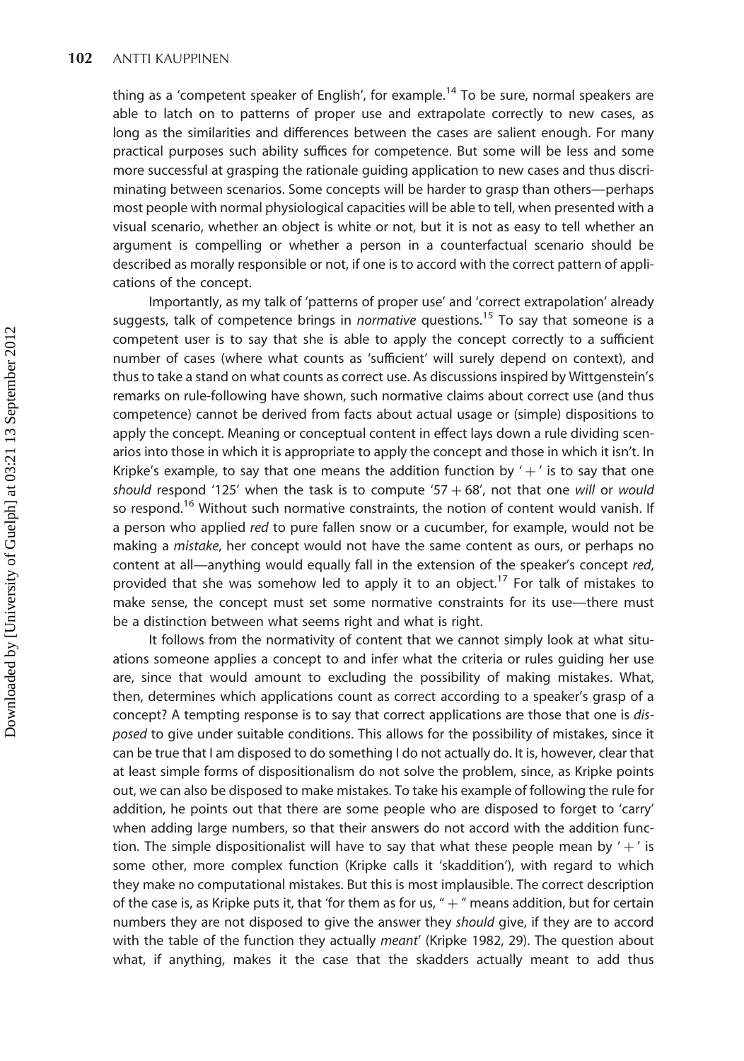thing as a 'competent speaker of English', for example.[14] To be sure, normal speakers are able to latch on to patterns of proper use and extrapolate correctly to new cases, as long as the similarities and differences between the cases are salient enough. For many practical purposes such ability suffices for competence. But some will be less and some more successful at grasping the rationale guiding application to new cases and thus discriminating between scenarios. Some concepts will be harder to grasp than others—perhaps most people with normal physiological capacities will be able to tell, when presented with a visual scenario, whether an object is white or not, but it is not as easy to tell whether an argument is compelling or whether a person in a counterfactual scenario should be described as morally responsible or not, if one is to accord with the correct pattern of applications of the concept.

Importantly, as my talk of 'patterns of proper use' and 'correct extrapolation' already suggests, talk of competence brings in *normative* questions.[15] To say that someone is a competent user is to say that she is able to apply the concept correctly to a sufficient number of cases (where what counts as 'sufficient' will surely depend on context), and thus to take a stand on what counts as correct use. As discussions inspired by Wittgenstein's remarks on rule-following have shown, such normative claims about correct use (and thus competence) cannot be derived from facts about actual usage or (simple) dispositions to apply the concept. Meaning or conceptual content in effect lays down a rule dividing scenarios into those in which it is appropriate to apply the concept and those in which it isn't. In Kripke's example, to say that one means the addition function by '+' is to say that one *should* respond '125' when the task is to compute '57 + 68', not that one *will* or *would* so respond.[16] Without such normative constraints, the notion of content would vanish. If a person who applied *red* to pure fallen snow or a cucumber, for example, would not be making a *mistake*, her concept would not have the same content as ours, or perhaps no content at all—anything would equally fall in the extension of the speaker's concept *red*, provided that she was somehow led to apply it to an object.[17] For talk of mistakes to make sense, the concept must set some normative constraints for its use—there must be a distinction between what seems right and what is right.

It follows from the normativity of content that we cannot simply look at what situations someone applies a concept to and infer what the criteria or rules guiding her use are, since that would amount to excluding the possibility of making mistakes. What, then, determines which applications count as correct according to a speaker's grasp of a concept? A tempting response is to say that correct applications are those that one is *disposed* to give under suitable conditions. This allows for the possibility of mistakes, since it can be true that I am disposed to do something I do not actually do. It is, however, clear that at least simple forms of dispositionalism do not solve the problem, since, as Kripke points out, we can also be disposed to make mistakes. To take his example of following the rule for addition, he points out that there are some people who are disposed to forget to 'carry' when adding large numbers, so that their answers do not accord with the addition function. The simple dispositionalist will have to say that what these people mean by '+' is some other, more complex function (Kripke calls it 'skaddition'), with regard to which they make no computational mistakes. But this is most implausible. The correct description of the case is, as Kripke puts it, that 'for them as for us, "+" means addition, but for certain numbers they are not disposed to give the answer they *should* give, if they are to accord with the table of the function they actually *meant*' (Kripke 1982, 29). The question about what, if anything, makes it the case that the skadders actually meant to add thus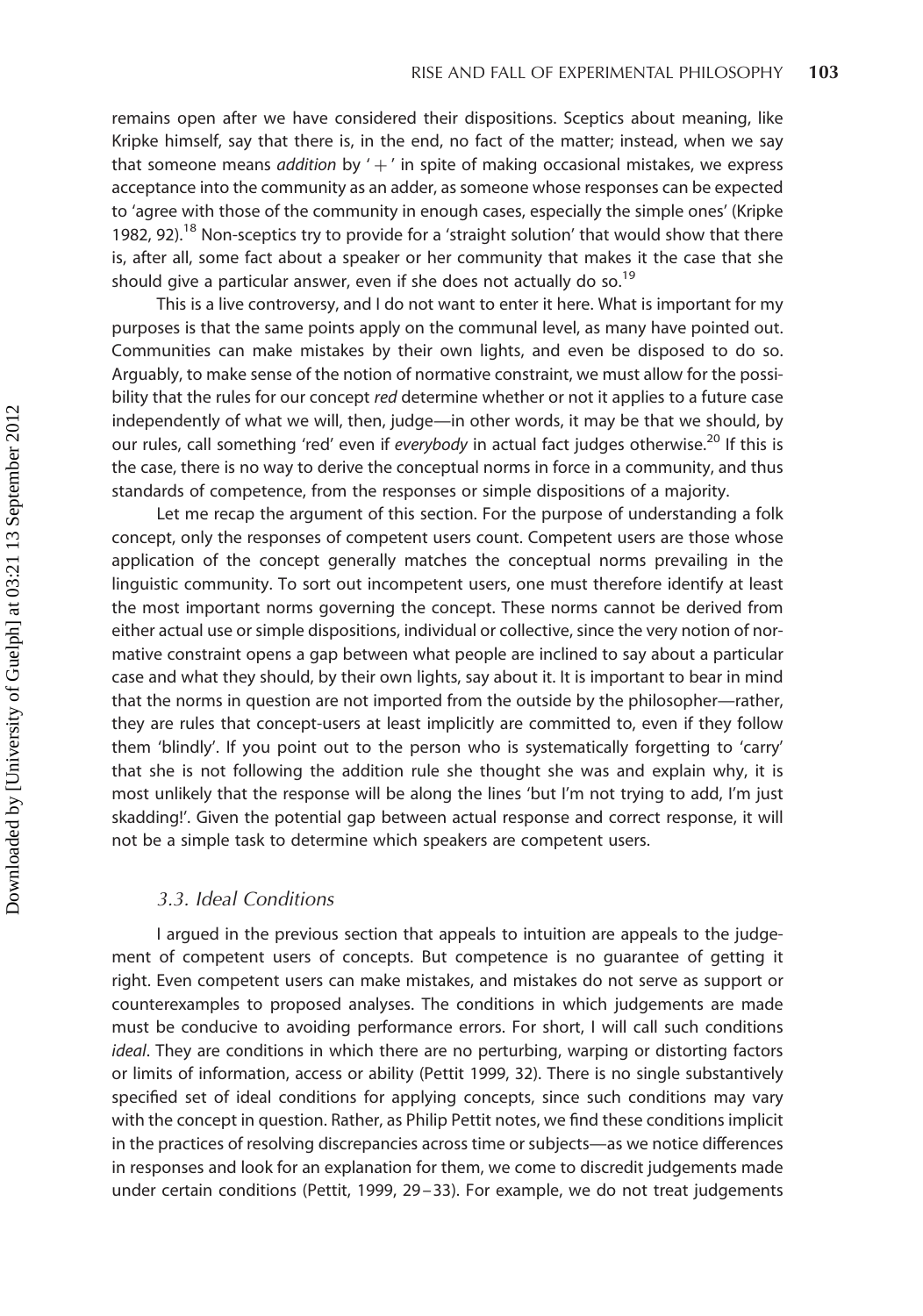remains open after we have considered their dispositions. Sceptics about meaning, like Kripke himself, say that there is, in the end, no fact of the matter; instead, when we say that someone means *addition* by '+' in spite of making occasional mistakes, we express acceptance into the community as an adder, as someone whose responses can be expected to 'agree with those of the community in enough cases, especially the simple ones' (Kripke 1982, 92).[18] Non-sceptics try to provide for a 'straight solution' that would show that there is, after all, some fact about a speaker or her community that makes it the case that she should give a particular answer, even if she does not actually do so.[19]

This is a live controversy, and I do not want to enter it here. What is important for my purposes is that the same points apply on the communal level, as many have pointed out. Communities can make mistakes by their own lights, and even be disposed to do so. Arguably, to make sense of the notion of normative constraint, we must allow for the possibility that the rules for our concept *red* determine whether or not it applies to a future case independently of what we will, then, judge—in other words, it may be that we should, by our rules, call something 'red' even if *everybody* in actual fact judges otherwise.[20] If this is the case, there is no way to derive the conceptual norms in force in a community, and thus standards of competence, from the responses or simple dispositions of a majority.

Let me recap the argument of this section. For the purpose of understanding a folk concept, only the responses of competent users count. Competent users are those whose application of the concept generally matches the conceptual norms prevailing in the linguistic community. To sort out incompetent users, one must therefore identify at least the most important norms governing the concept. These norms cannot be derived from either actual use or simple dispositions, individual or collective, since the very notion of normative constraint opens a gap between what people are inclined to say about a particular case and what they should, by their own lights, say about it. It is important to bear in mind that the norms in question are not imported from the outside by the philosopher—rather, they are rules that concept-users at least implicitly are committed to, even if they follow them 'blindly'. If you point out to the person who is systematically forgetting to 'carry' that she is not following the addition rule she thought she was and explain why, it is most unlikely that the response will be along the lines 'but I'm not trying to add, I'm just skadding!'. Given the potential gap between actual response and correct response, it will not be a simple task to determine which speakers are competent users.

### *3.3. Ideal Conditions*

I argued in the previous section that appeals to intuition are appeals to the judgement of competent users of concepts. But competence is no guarantee of getting it right. Even competent users can make mistakes, and mistakes do not serve as support or counterexamples to proposed analyses. The conditions in which judgements are made must be conducive to avoiding performance errors. For short, I will call such conditions *ideal*. They are conditions in which there are no perturbing, warping or distorting factors or limits of information, access or ability (Pettit 1999, 32). There is no single substantively specified set of ideal conditions for applying concepts, since such conditions may vary with the concept in question. Rather, as Philip Pettit notes, we find these conditions implicit in the practices of resolving discrepancies across time or subjects—as we notice differences in responses and look for an explanation for them, we come to discredit judgements made under certain conditions (Pettit, 1999, 29–33). For example, we do not treat judgements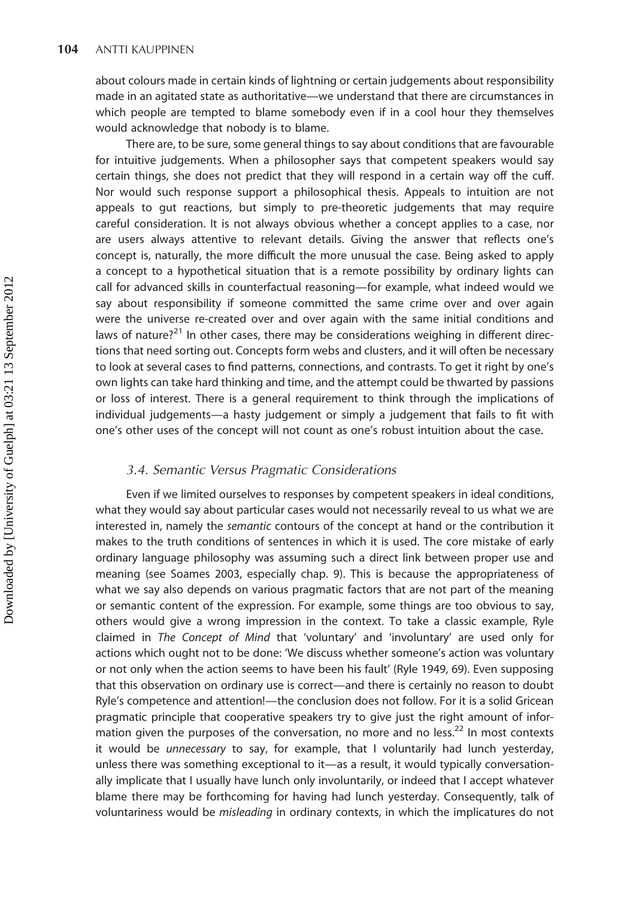about colours made in certain kinds of lightning or certain judgements about responsibility made in an agitated state as authoritative—we understand that there are circumstances in which people are tempted to blame somebody even if in a cool hour they themselves would acknowledge that nobody is to blame.

There are, to be sure, some general things to say about conditions that are favourable for intuitive judgements. When a philosopher says that competent speakers would say certain things, she does not predict that they will respond in a certain way off the cuff. Nor would such response support a philosophical thesis. Appeals to intuition are not appeals to gut reactions, but simply to pre-theoretic judgements that may require careful consideration. It is not always obvious whether a concept applies to a case, nor are users always attentive to relevant details. Giving the answer that reflects one's concept is, naturally, the more difficult the more unusual the case. Being asked to apply a concept to a hypothetical situation that is a remote possibility by ordinary lights can call for advanced skills in counterfactual reasoning—for example, what indeed would we say about responsibility if someone committed the same crime over and over again were the universe re-created over and over again with the same initial conditions and laws of nature?[21] In other cases, there may be considerations weighing in different directions that need sorting out. Concepts form webs and clusters, and it will often be necessary to look at several cases to find patterns, connections, and contrasts. To get it right by one's own lights can take hard thinking and time, and the attempt could be thwarted by passions or loss of interest. There is a general requirement to think through the implications of individual judgements—a hasty judgement or simply a judgement that fails to fit with one's other uses of the concept will not count as one's robust intuition about the case.

### *3.4. Semantic Versus Pragmatic Considerations*

Even if we limited ourselves to responses by competent speakers in ideal conditions, what they would say about particular cases would not necessarily reveal to us what we are interested in, namely the *semantic* contours of the concept at hand or the contribution it makes to the truth conditions of sentences in which it is used. The core mistake of early ordinary language philosophy was assuming such a direct link between proper use and meaning (see Soames 2003, especially chap. 9). This is because the appropriateness of what we say also depends on various pragmatic factors that are not part of the meaning or semantic content of the expression. For example, some things are too obvious to say, others would give a wrong impression in the context. To take a classic example, Ryle claimed in *The Concept of Mind* that 'voluntary' and 'involuntary' are used only for actions which ought not to be done: 'We discuss whether someone's action was voluntary or not only when the action seems to have been his fault' (Ryle 1949, 69). Even supposing that this observation on ordinary use is correct—and there is certainly no reason to doubt Ryle's competence and attention!—the conclusion does not follow. For it is a solid Gricean pragmatic principle that cooperative speakers try to give just the right amount of information given the purposes of the conversation, no more and no less.[22] In most contexts it would be *unnecessary* to say, for example, that I voluntarily had lunch yesterday, unless there was something exceptional to it—as a result, it would typically conversationally implicate that I usually have lunch only involuntarily, or indeed that I accept whatever blame there may be forthcoming for having had lunch yesterday. Consequently, talk of voluntariness would be *misleading* in ordinary contexts, in which the implicatures do not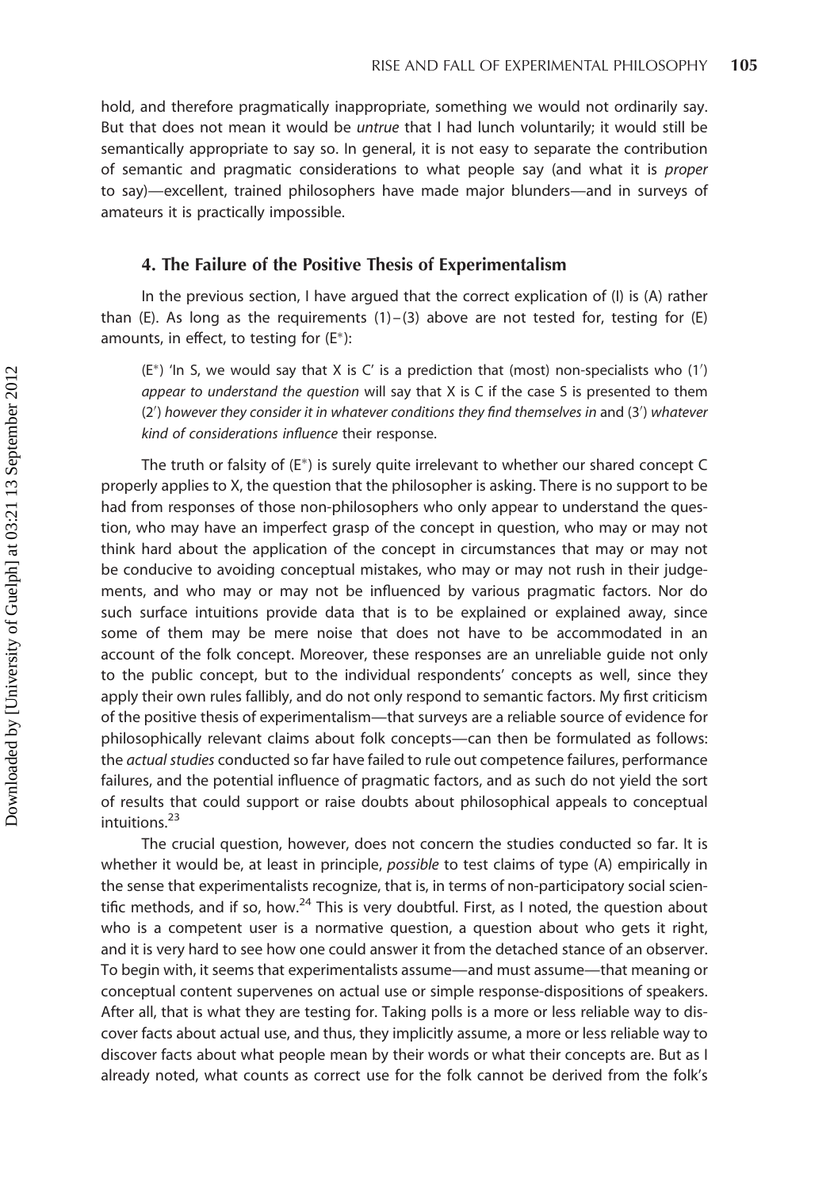hold, and therefore pragmatically inappropriate, something we would not ordinarily say. But that does not mean it would be *untrue* that I had lunch voluntarily; it would still be semantically appropriate to say so. In general, it is not easy to separate the contribution of semantic and pragmatic considerations to what people say (and what it is *proper* to say)—excellent, trained philosophers have made major blunders—and in surveys of amateurs it is practically impossible.

## 4. The Failure of the Positive Thesis of Experimentalism

In the previous section, I have argued that the correct explication of (I) is (A) rather than (E). As long as the requirements (1)–(3) above are not tested for, testing for (E) amounts, in effect, to testing for (E*):

> (E*) 'In S, we would say that X is C' is a prediction that (most) non-specialists who (1′) *appear to understand the question* will say that X is C if the case S is presented to them (2′) *however they consider it in whatever conditions they find themselves in* and (3′) *whatever kind of considerations influence* their response.

The truth or falsity of (E*) is surely quite irrelevant to whether our shared concept C properly applies to X, the question that the philosopher is asking. There is no support to be had from responses of those non-philosophers who only appear to understand the question, who may have an imperfect grasp of the concept in question, who may or may not think hard about the application of the concept in circumstances that may or may not be conducive to avoiding conceptual mistakes, who may or may not rush in their judgements, and who may or may not be influenced by various pragmatic factors. Nor do such surface intuitions provide data that is to be explained or explained away, since some of them may be mere noise that does not have to be accommodated in an account of the folk concept. Moreover, these responses are an unreliable guide not only to the public concept, but to the individual respondents' concepts as well, since they apply their own rules fallibly, and do not only respond to semantic factors. My first criticism of the positive thesis of experimentalism—that surveys are a reliable source of evidence for philosophically relevant claims about folk concepts—can then be formulated as follows: the *actual studies* conducted so far have failed to rule out competence failures, performance failures, and the potential influence of pragmatic factors, and as such do not yield the sort of results that could support or raise doubts about philosophical appeals to conceptual intuitions.[23]

The crucial question, however, does not concern the studies conducted so far. It is whether it would be, at least in principle, *possible* to test claims of type (A) empirically in the sense that experimentalists recognize, that is, in terms of non-participatory social scientific methods, and if so, how.[24] This is very doubtful. First, as I noted, the question about who is a competent user is a normative question, a question about who gets it right, and it is very hard to see how one could answer it from the detached stance of an observer. To begin with, it seems that experimentalists assume—and must assume—that meaning or conceptual content supervenes on actual use or simple response-dispositions of speakers. After all, that is what they are testing for. Taking polls is a more or less reliable way to discover facts about actual use, and thus, they implicitly assume, a more or less reliable way to discover facts about what people mean by their words or what their concepts are. But as I already noted, what counts as correct use for the folk cannot be derived from the folk's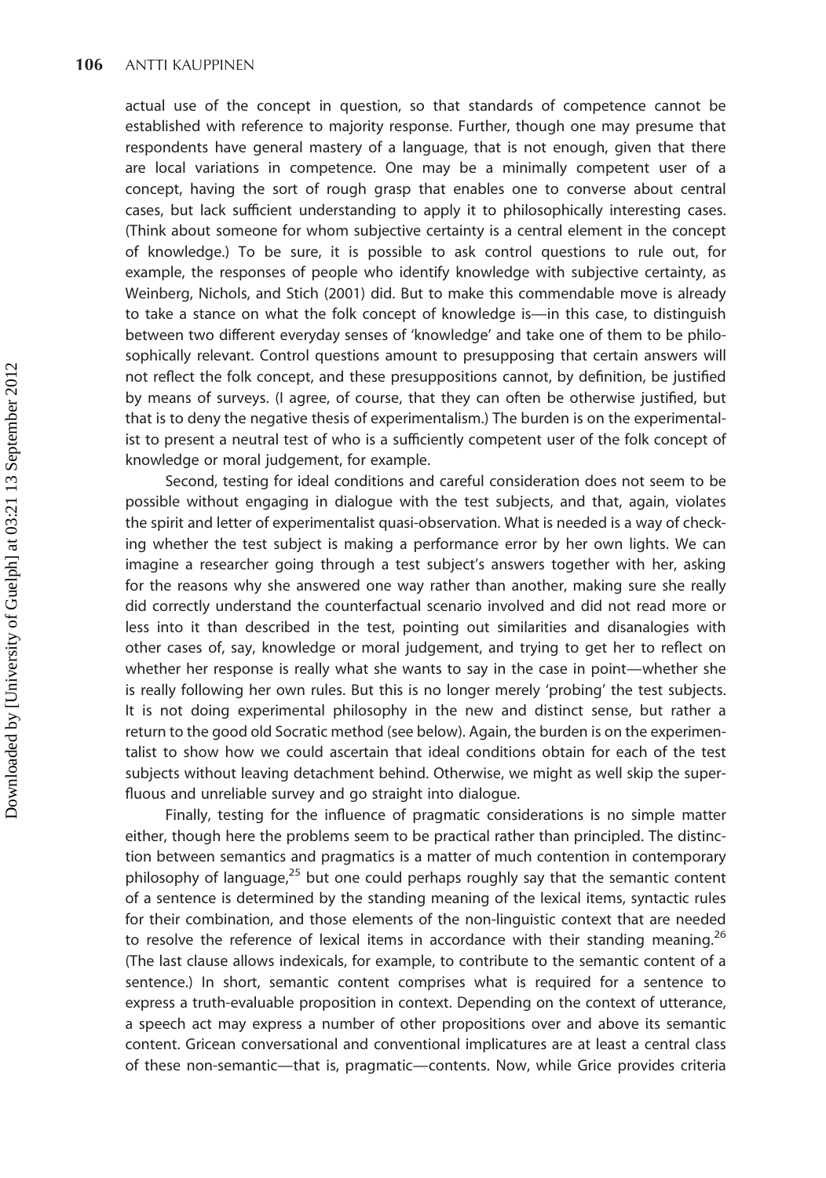actual use of the concept in question, so that standards of competence cannot be established with reference to majority response. Further, though one may presume that respondents have general mastery of a language, that is not enough, given that there are local variations in competence. One may be a minimally competent user of a concept, having the sort of rough grasp that enables one to converse about central cases, but lack sufficient understanding to apply it to philosophically interesting cases. (Think about someone for whom subjective certainty is a central element in the concept of knowledge.) To be sure, it is possible to ask control questions to rule out, for example, the responses of people who identify knowledge with subjective certainty, as Weinberg, Nichols, and Stich (2001) did. But to make this commendable move is already to take a stance on what the folk concept of knowledge is—in this case, to distinguish between two different everyday senses of 'knowledge' and take one of them to be philosophically relevant. Control questions amount to presupposing that certain answers will not reflect the folk concept, and these presuppositions cannot, by definition, be justified by means of surveys. (I agree, of course, that they can often be otherwise justified, but that is to deny the negative thesis of experimentalism.) The burden is on the experimentalist to present a neutral test of who is a sufficiently competent user of the folk concept of knowledge or moral judgement, for example.

Second, testing for ideal conditions and careful consideration does not seem to be possible without engaging in dialogue with the test subjects, and that, again, violates the spirit and letter of experimentalist quasi-observation. What is needed is a way of checking whether the test subject is making a performance error by her own lights. We can imagine a researcher going through a test subject's answers together with her, asking for the reasons why she answered one way rather than another, making sure she really did correctly understand the counterfactual scenario involved and did not read more or less into it than described in the test, pointing out similarities and disanalogies with other cases of, say, knowledge or moral judgement, and trying to get her to reflect on whether her response is really what she wants to say in the case in point—whether she is really following her own rules. But this is no longer merely 'probing' the test subjects. It is not doing experimental philosophy in the new and distinct sense, but rather a return to the good old Socratic method (see below). Again, the burden is on the experimentalist to show how we could ascertain that ideal conditions obtain for each of the test subjects without leaving detachment behind. Otherwise, we might as well skip the superfluous and unreliable survey and go straight into dialogue.

Finally, testing for the influence of pragmatic considerations is no simple matter either, though here the problems seem to be practical rather than principled. The distinction between semantics and pragmatics is a matter of much contention in contemporary philosophy of language,[25] but one could perhaps roughly say that the semantic content of a sentence is determined by the standing meaning of the lexical items, syntactic rules for their combination, and those elements of the non-linguistic context that are needed to resolve the reference of lexical items in accordance with their standing meaning.[26] (The last clause allows indexicals, for example, to contribute to the semantic content of a sentence.) In short, semantic content comprises what is required for a sentence to express a truth-evaluable proposition in context. Depending on the context of utterance, a speech act may express a number of other propositions over and above its semantic content. Gricean conversational and conventional implicatures are at least a central class of these non-semantic—that is, pragmatic—contents. Now, while Grice provides criteria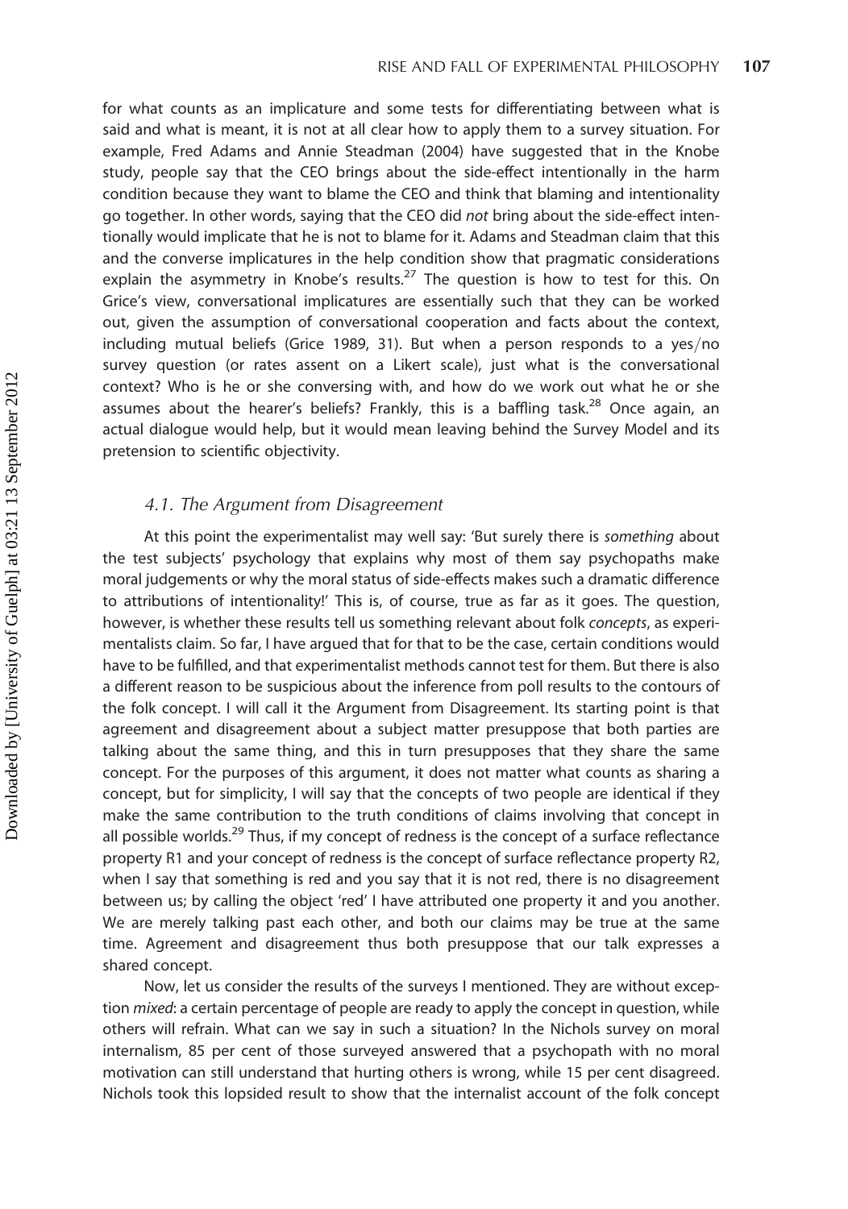for what counts as an implicature and some tests for differentiating between what is said and what is meant, it is not at all clear how to apply them to a survey situation. For example, Fred Adams and Annie Steadman (2004) have suggested that in the Knobe study, people say that the CEO brings about the side-effect intentionally in the harm condition because they want to blame the CEO and think that blaming and intentionality go together. In other words, saying that the CEO did *not* bring about the side-effect intentionally would implicate that he is not to blame for it. Adams and Steadman claim that this and the converse implicatures in the help condition show that pragmatic considerations explain the asymmetry in Knobe's results.[27] The question is how to test for this. On Grice's view, conversational implicatures are essentially such that they can be worked out, given the assumption of conversational cooperation and facts about the context, including mutual beliefs (Grice 1989, 31). But when a person responds to a yes/no survey question (or rates assent on a Likert scale), just what is the conversational context? Who is he or she conversing with, and how do we work out what he or she assumes about the hearer's beliefs? Frankly, this is a baffling task.[28] Once again, an actual dialogue would help, but it would mean leaving behind the Survey Model and its pretension to scientific objectivity.

### *4.1. The Argument from Disagreement*

At this point the experimentalist may well say: 'But surely there is *something* about the test subjects' psychology that explains why most of them say psychopaths make moral judgements or why the moral status of side-effects makes such a dramatic difference to attributions of intentionality!' This is, of course, true as far as it goes. The question, however, is whether these results tell us something relevant about folk *concepts*, as experimentalists claim. So far, I have argued that for that to be the case, certain conditions would have to be fulfilled, and that experimentalist methods cannot test for them. But there is also a different reason to be suspicious about the inference from poll results to the contours of the folk concept. I will call it the Argument from Disagreement. Its starting point is that agreement and disagreement about a subject matter presuppose that both parties are talking about the same thing, and this in turn presupposes that they share the same concept. For the purposes of this argument, it does not matter what counts as sharing a concept, but for simplicity, I will say that the concepts of two people are identical if they make the same contribution to the truth conditions of claims involving that concept in all possible worlds.[29] Thus, if my concept of redness is the concept of a surface reflectance property R1 and your concept of redness is the concept of surface reflectance property R2, when I say that something is red and you say that it is not red, there is no disagreement between us; by calling the object 'red' I have attributed one property it and you another. We are merely talking past each other, and both our claims may be true at the same time. Agreement and disagreement thus both presuppose that our talk expresses a shared concept.

Now, let us consider the results of the surveys I mentioned. They are without exception *mixed*: a certain percentage of people are ready to apply the concept in question, while others will refrain. What can we say in such a situation? In the Nichols survey on moral internalism, 85 per cent of those surveyed answered that a psychopath with no moral motivation can still understand that hurting others is wrong, while 15 per cent disagreed. Nichols took this lopsided result to show that the internalist account of the folk concept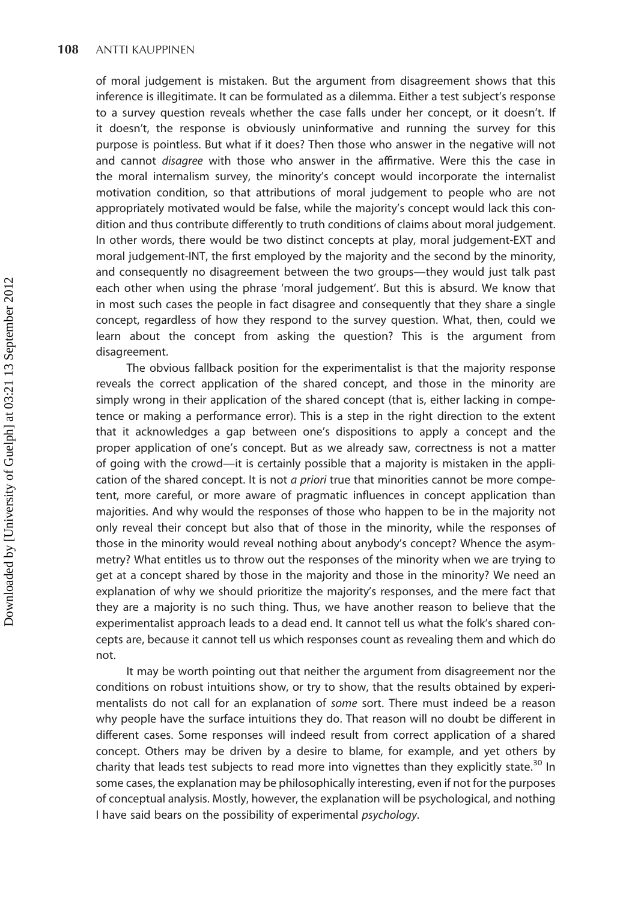of moral judgement is mistaken. But the argument from disagreement shows that this inference is illegitimate. It can be formulated as a dilemma. Either a test subject's response to a survey question reveals whether the case falls under her concept, or it doesn't. If it doesn't, the response is obviously uninformative and running the survey for this purpose is pointless. But what if it does? Then those who answer in the negative will not and cannot *disagree* with those who answer in the affirmative. Were this the case in the moral internalism survey, the minority's concept would incorporate the internalist motivation condition, so that attributions of moral judgement to people who are not appropriately motivated would be false, while the majority's concept would lack this condition and thus contribute differently to truth conditions of claims about moral judgement. In other words, there would be two distinct concepts at play, moral judgement-EXT and moral judgement-INT, the first employed by the majority and the second by the minority, and consequently no disagreement between the two groups—they would just talk past each other when using the phrase 'moral judgement'. But this is absurd. We know that in most such cases the people in fact disagree and consequently that they share a single concept, regardless of how they respond to the survey question. What, then, could we learn about the concept from asking the question? This is the argument from disagreement.

The obvious fallback position for the experimentalist is that the majority response reveals the correct application of the shared concept, and those in the minority are simply wrong in their application of the shared concept (that is, either lacking in competence or making a performance error). This is a step in the right direction to the extent that it acknowledges a gap between one's dispositions to apply a concept and the proper application of one's concept. But as we already saw, correctness is not a matter of going with the crowd—it is certainly possible that a majority is mistaken in the application of the shared concept. It is not *a priori* true that minorities cannot be more competent, more careful, or more aware of pragmatic influences in concept application than majorities. And why would the responses of those who happen to be in the majority not only reveal their concept but also that of those in the minority, while the responses of those in the minority would reveal nothing about anybody's concept? Whence the asymmetry? What entitles us to throw out the responses of the minority when we are trying to get at a concept shared by those in the majority and those in the minority? We need an explanation of why we should prioritize the majority's responses, and the mere fact that they are a majority is no such thing. Thus, we have another reason to believe that the experimentalist approach leads to a dead end. It cannot tell us what the folk's shared concepts are, because it cannot tell us which responses count as revealing them and which do not.

It may be worth pointing out that neither the argument from disagreement nor the conditions on robust intuitions show, or try to show, that the results obtained by experimentalists do not call for an explanation of *some* sort. There must indeed be a reason why people have the surface intuitions they do. That reason will no doubt be different in different cases. Some responses will indeed result from correct application of a shared concept. Others may be driven by a desire to blame, for example, and yet others by charity that leads test subjects to read more into vignettes than they explicitly state.[30] In some cases, the explanation may be philosophically interesting, even if not for the purposes of conceptual analysis. Mostly, however, the explanation will be psychological, and nothing I have said bears on the possibility of experimental *psychology*.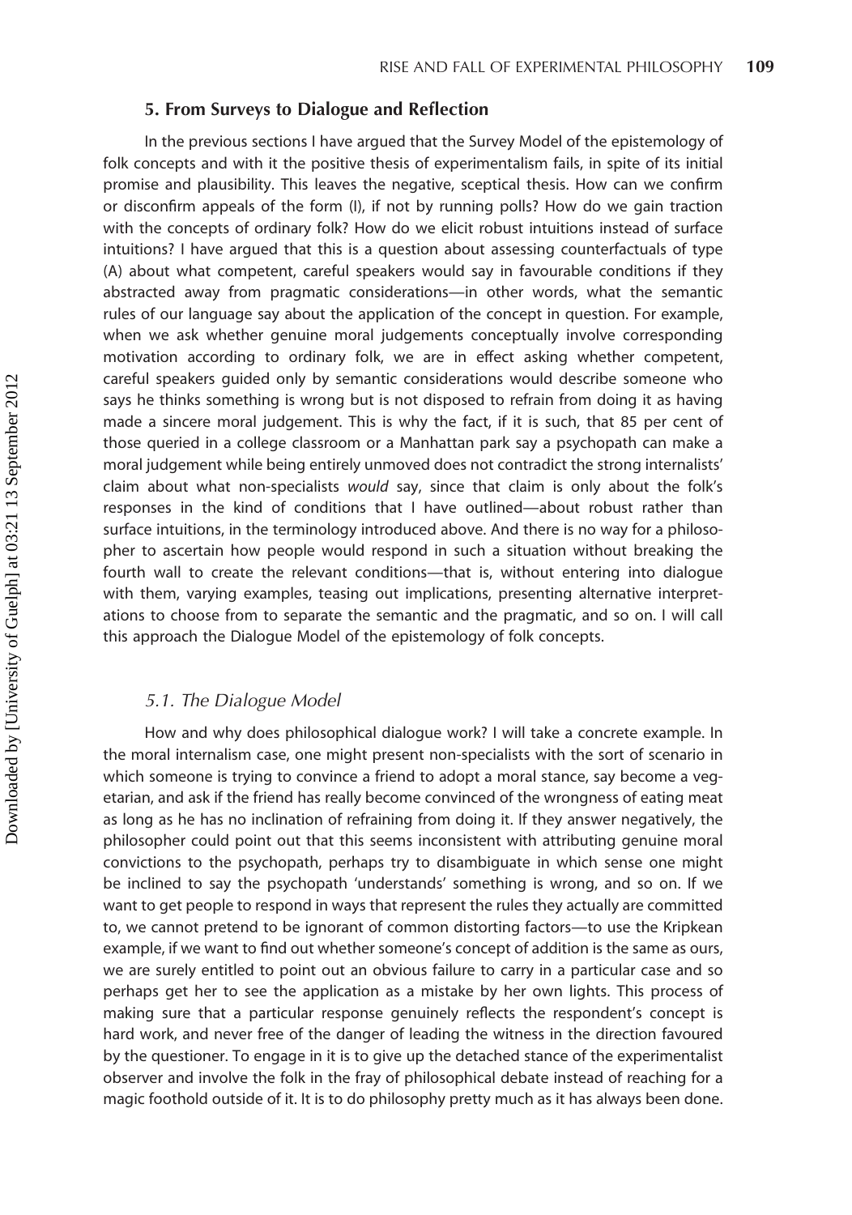## 5. From Surveys to Dialogue and Reflection

In the previous sections I have argued that the Survey Model of the epistemology of folk concepts and with it the positive thesis of experimentalism fails, in spite of its initial promise and plausibility. This leaves the negative, sceptical thesis. How can we confirm or disconfirm appeals of the form (I), if not by running polls? How do we gain traction with the concepts of ordinary folk? How do we elicit robust intuitions instead of surface intuitions? I have argued that this is a question about assessing counterfactuals of type (A) about what competent, careful speakers would say in favourable conditions if they abstracted away from pragmatic considerations—in other words, what the semantic rules of our language say about the application of the concept in question. For example, when we ask whether genuine moral judgements conceptually involve corresponding motivation according to ordinary folk, we are in effect asking whether competent, careful speakers guided only by semantic considerations would describe someone who says he thinks something is wrong but is not disposed to refrain from doing it as having made a sincere moral judgement. This is why the fact, if it is such, that 85 per cent of those queried in a college classroom or a Manhattan park say a psychopath can make a moral judgement while being entirely unmoved does not contradict the strong internalists' claim about what non-specialists *would* say, since that claim is only about the folk's responses in the kind of conditions that I have outlined—about robust rather than surface intuitions, in the terminology introduced above. And there is no way for a philosopher to ascertain how people would respond in such a situation without breaking the fourth wall to create the relevant conditions—that is, without entering into dialogue with them, varying examples, teasing out implications, presenting alternative interpretations to choose from to separate the semantic and the pragmatic, and so on. I will call this approach the Dialogue Model of the epistemology of folk concepts.

### 5.1. The Dialogue Model

How and why does philosophical dialogue work? I will take a concrete example. In the moral internalism case, one might present non-specialists with the sort of scenario in which someone is trying to convince a friend to adopt a moral stance, say become a vegetarian, and ask if the friend has really become convinced of the wrongness of eating meat as long as he has no inclination of refraining from doing it. If they answer negatively, the philosopher could point out that this seems inconsistent with attributing genuine moral convictions to the psychopath, perhaps try to disambiguate in which sense one might be inclined to say the psychopath 'understands' something is wrong, and so on. If we want to get people to respond in ways that represent the rules they actually are committed to, we cannot pretend to be ignorant of common distorting factors—to use the Kripkean example, if we want to find out whether someone's concept of addition is the same as ours, we are surely entitled to point out an obvious failure to carry in a particular case and so perhaps get her to see the application as a mistake by her own lights. This process of making sure that a particular response genuinely reflects the respondent's concept is hard work, and never free of the danger of leading the witness in the direction favoured by the questioner. To engage in it is to give up the detached stance of the experimentalist observer and involve the folk in the fray of philosophical debate instead of reaching for a magic foothold outside of it. It is to do philosophy pretty much as it has always been done.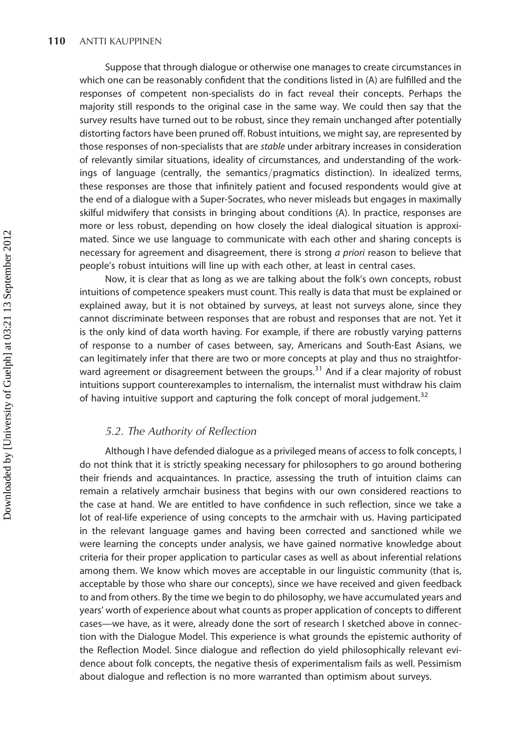Suppose that through dialogue or otherwise one manages to create circumstances in which one can be reasonably confident that the conditions listed in (A) are fulfilled and the responses of competent non-specialists do in fact reveal their concepts. Perhaps the majority still responds to the original case in the same way. We could then say that the survey results have turned out to be robust, since they remain unchanged after potentially distorting factors have been pruned off. Robust intuitions, we might say, are represented by those responses of non-specialists that are *stable* under arbitrary increases in consideration of relevantly similar situations, ideality of circumstances, and understanding of the workings of language (centrally, the semantics/pragmatics distinction). In idealized terms, these responses are those that infinitely patient and focused respondents would give at the end of a dialogue with a Super-Socrates, who never misleads but engages in maximally skilful midwifery that consists in bringing about conditions (A). In practice, responses are more or less robust, depending on how closely the ideal dialogical situation is approximated. Since we use language to communicate with each other and sharing concepts is necessary for agreement and disagreement, there is strong *a priori* reason to believe that people's robust intuitions will line up with each other, at least in central cases.

Now, it is clear that as long as we are talking about the folk's own concepts, robust intuitions of competence speakers must count. This really is data that must be explained or explained away, but it is not obtained by surveys, at least not surveys alone, since they cannot discriminate between responses that are robust and responses that are not. Yet it is the only kind of data worth having. For example, if there are robustly varying patterns of response to a number of cases between, say, Americans and South-East Asians, we can legitimately infer that there are two or more concepts at play and thus no straightforward agreement or disagreement between the groups.[31] And if a clear majority of robust intuitions support counterexamples to internalism, the internalist must withdraw his claim of having intuitive support and capturing the folk concept of moral judgement.[32]

### *5.2. The Authority of Reflection*

Although I have defended dialogue as a privileged means of access to folk concepts, I do not think that it is strictly speaking necessary for philosophers to go around bothering their friends and acquaintances. In practice, assessing the truth of intuition claims can remain a relatively armchair business that begins with our own considered reactions to the case at hand. We are entitled to have confidence in such reflection, since we take a lot of real-life experience of using concepts to the armchair with us. Having participated in the relevant language games and having been corrected and sanctioned while we were learning the concepts under analysis, we have gained normative knowledge about criteria for their proper application to particular cases as well as about inferential relations among them. We know which moves are acceptable in our linguistic community (that is, acceptable by those who share our concepts), since we have received and given feedback to and from others. By the time we begin to do philosophy, we have accumulated years and years' worth of experience about what counts as proper application of concepts to different cases—we have, as it were, already done the sort of research I sketched above in connection with the Dialogue Model. This experience is what grounds the epistemic authority of the Reflection Model. Since dialogue and reflection do yield philosophically relevant evidence about folk concepts, the negative thesis of experimentalism fails as well. Pessimism about dialogue and reflection is no more warranted than optimism about surveys.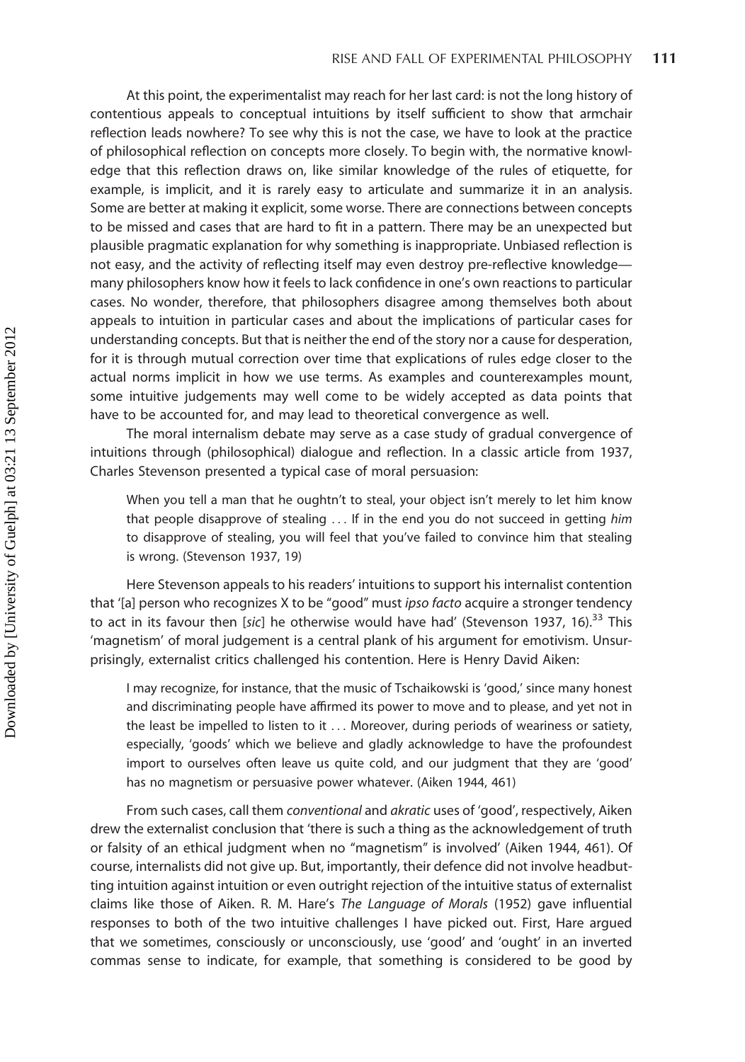At this point, the experimentalist may reach for her last card: is not the long history of contentious appeals to conceptual intuitions by itself sufficient to show that armchair reflection leads nowhere? To see why this is not the case, we have to look at the practice of philosophical reflection on concepts more closely. To begin with, the normative knowledge that this reflection draws on, like similar knowledge of the rules of etiquette, for example, is implicit, and it is rarely easy to articulate and summarize it in an analysis. Some are better at making it explicit, some worse. There are connections between concepts to be missed and cases that are hard to fit in a pattern. There may be an unexpected but plausible pragmatic explanation for why something is inappropriate. Unbiased reflection is not easy, and the activity of reflecting itself may even destroy pre-reflective knowledge—many philosophers know how it feels to lack confidence in one's own reactions to particular cases. No wonder, therefore, that philosophers disagree among themselves both about appeals to intuition in particular cases and about the implications of particular cases for understanding concepts. But that is neither the end of the story nor a cause for desperation, for it is through mutual correction over time that explications of rules edge closer to the actual norms implicit in how we use terms. As examples and counterexamples mount, some intuitive judgements may well come to be widely accepted as data points that have to be accounted for, and may lead to theoretical convergence as well.

The moral internalism debate may serve as a case study of gradual convergence of intuitions through (philosophical) dialogue and reflection. In a classic article from 1937, Charles Stevenson presented a typical case of moral persuasion:

> When you tell a man that he oughtn't to steal, your object isn't merely to let him know that people disapprove of stealing ... If in the end you do not succeed in getting *him* to disapprove of stealing, you will feel that you've failed to convince him that stealing is wrong. (Stevenson 1937, 19)

Here Stevenson appeals to his readers' intuitions to support his internalist contention that '[a] person who recognizes X to be "good" must *ipso facto* acquire a stronger tendency to act in its favour then [*sic*] he otherwise would have had' (Stevenson 1937, 16).[33] This 'magnetism' of moral judgement is a central plank of his argument for emotivism. Unsurprisingly, externalist critics challenged his contention. Here is Henry David Aiken:

> I may recognize, for instance, that the music of Tschaikowski is 'good,' since many honest and discriminating people have affirmed its power to move and to please, and yet not in the least be impelled to listen to it ... Moreover, during periods of weariness or satiety, especially, 'goods' which we believe and gladly acknowledge to have the profoundest import to ourselves often leave us quite cold, and our judgment that they are 'good' has no magnetism or persuasive power whatever. (Aiken 1944, 461)

From such cases, call them *conventional* and *akratic* uses of 'good', respectively, Aiken drew the externalist conclusion that 'there is such a thing as the acknowledgement of truth or falsity of an ethical judgment when no "magnetism" is involved' (Aiken 1944, 461). Of course, internalists did not give up. But, importantly, their defence did not involve headbutting intuition against intuition or even outright rejection of the intuitive status of externalist claims like those of Aiken. R. M. Hare's *The Language of Morals* (1952) gave influential responses to both of the two intuitive challenges I have picked out. First, Hare argued that we sometimes, consciously or unconsciously, use 'good' and 'ought' in an inverted commas sense to indicate, for example, that something is considered to be good by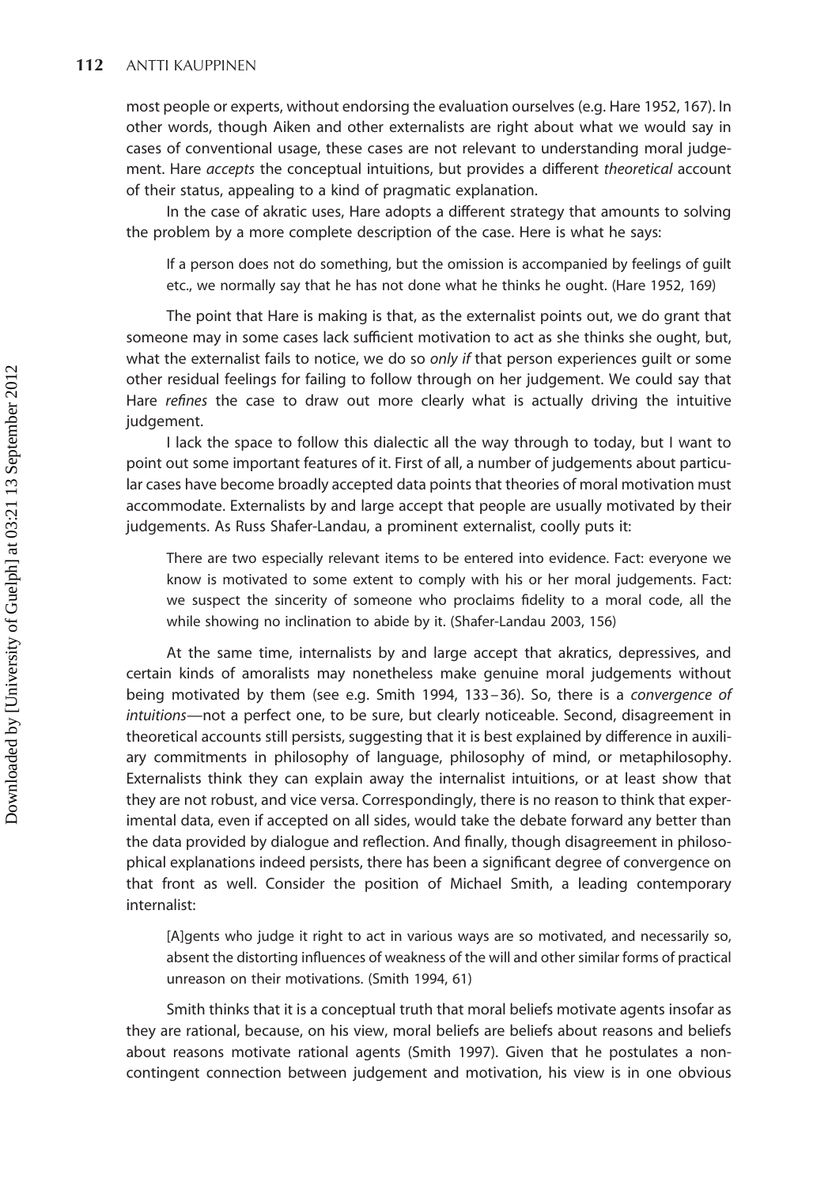most people or experts, without endorsing the evaluation ourselves (e.g. Hare 1952, 167). In other words, though Aiken and other externalists are right about what we would say in cases of conventional usage, these cases are not relevant to understanding moral judgement. Hare *accepts* the conceptual intuitions, but provides a different *theoretical* account of their status, appealing to a kind of pragmatic explanation.

In the case of akratic uses, Hare adopts a different strategy that amounts to solving the problem by a more complete description of the case. Here is what he says:

> If a person does not do something, but the omission is accompanied by feelings of guilt etc., we normally say that he has not done what he thinks he ought. (Hare 1952, 169)

The point that Hare is making is that, as the externalist points out, we do grant that someone may in some cases lack sufficient motivation to act as she thinks she ought, but, what the externalist fails to notice, we do so *only if* that person experiences guilt or some other residual feelings for failing to follow through on her judgement. We could say that Hare *refines* the case to draw out more clearly what is actually driving the intuitive judgement.

I lack the space to follow this dialectic all the way through to today, but I want to point out some important features of it. First of all, a number of judgements about particular cases have become broadly accepted data points that theories of moral motivation must accommodate. Externalists by and large accept that people are usually motivated by their judgements. As Russ Shafer-Landau, a prominent externalist, coolly puts it:

> There are two especially relevant items to be entered into evidence. Fact: everyone we know is motivated to some extent to comply with his or her moral judgements. Fact: we suspect the sincerity of someone who proclaims fidelity to a moral code, all the while showing no inclination to abide by it. (Shafer-Landau 2003, 156)

At the same time, internalists by and large accept that akratics, depressives, and certain kinds of amoralists may nonetheless make genuine moral judgements without being motivated by them (see e.g. Smith 1994, 133–36). So, there is a *convergence of intuitions*—not a perfect one, to be sure, but clearly noticeable. Second, disagreement in theoretical accounts still persists, suggesting that it is best explained by difference in auxiliary commitments in philosophy of language, philosophy of mind, or metaphilosophy. Externalists think they can explain away the internalist intuitions, or at least show that they are not robust, and vice versa. Correspondingly, there is no reason to think that experimental data, even if accepted on all sides, would take the debate forward any better than the data provided by dialogue and reflection. And finally, though disagreement in philosophical explanations indeed persists, there has been a significant degree of convergence on that front as well. Consider the position of Michael Smith, a leading contemporary internalist:

> [A]gents who judge it right to act in various ways are so motivated, and necessarily so, absent the distorting influences of weakness of the will and other similar forms of practical unreason on their motivations. (Smith 1994, 61)

Smith thinks that it is a conceptual truth that moral beliefs motivate agents insofar as they are rational, because, on his view, moral beliefs are beliefs about reasons and beliefs about reasons motivate rational agents (Smith 1997). Given that he postulates a non-contingent connection between judgement and motivation, his view is in one obvious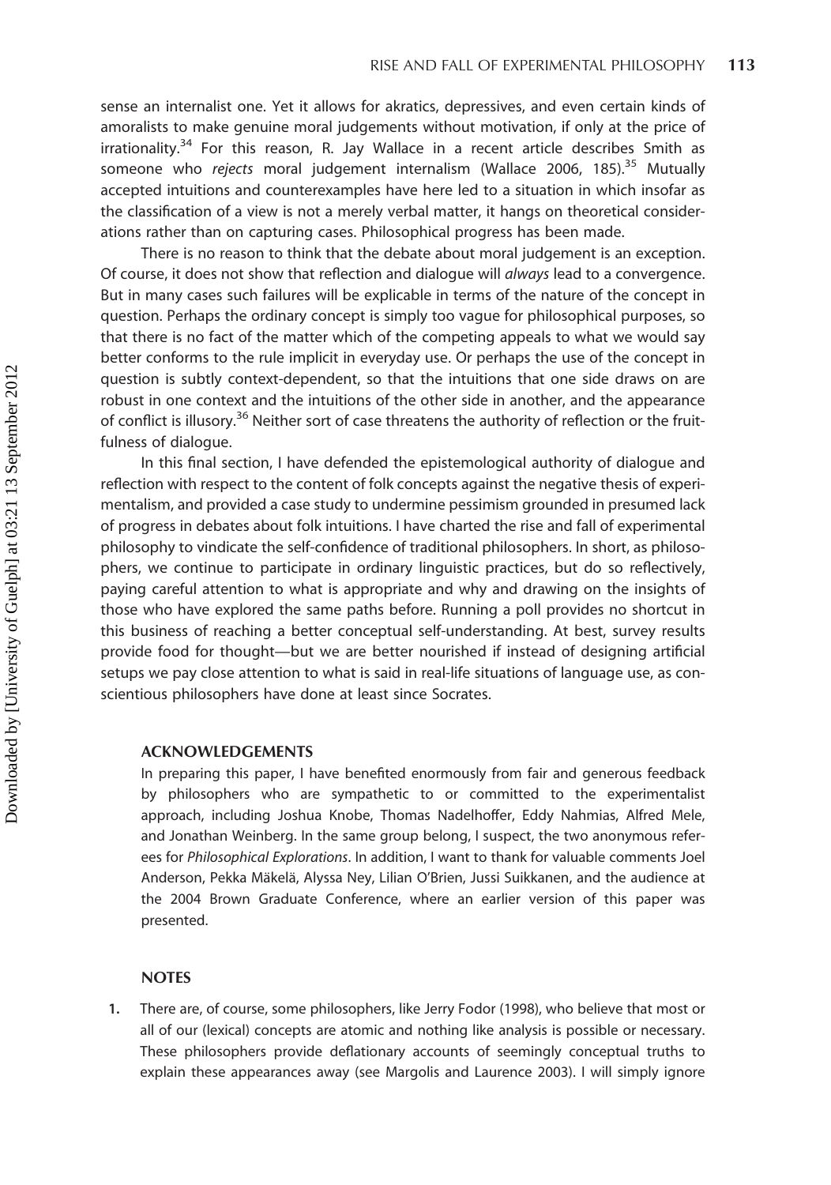sense an internalist one. Yet it allows for akratics, depressives, and even certain kinds of amoralists to make genuine moral judgements without motivation, if only at the price of irrationality.[34] For this reason, R. Jay Wallace in a recent article describes Smith as someone who *rejects* moral judgement internalism (Wallace 2006, 185).[35] Mutually accepted intuitions and counterexamples have here led to a situation in which insofar as the classification of a view is not a merely verbal matter, it hangs on theoretical considerations rather than on capturing cases. Philosophical progress has been made.

There is no reason to think that the debate about moral judgement is an exception. Of course, it does not show that reflection and dialogue will *always* lead to a convergence. But in many cases such failures will be explicable in terms of the nature of the concept in question. Perhaps the ordinary concept is simply too vague for philosophical purposes, so that there is no fact of the matter which of the competing appeals to what we would say better conforms to the rule implicit in everyday use. Or perhaps the use of the concept in question is subtly context-dependent, so that the intuitions that one side draws on are robust in one context and the intuitions of the other side in another, and the appearance of conflict is illusory.[36] Neither sort of case threatens the authority of reflection or the fruitfulness of dialogue.

In this final section, I have defended the epistemological authority of dialogue and reflection with respect to the content of folk concepts against the negative thesis of experimentalism, and provided a case study to undermine pessimism grounded in presumed lack of progress in debates about folk intuitions. I have charted the rise and fall of experimental philosophy to vindicate the self-confidence of traditional philosophers. In short, as philosophers, we continue to participate in ordinary linguistic practices, but do so reflectively, paying careful attention to what is appropriate and why and drawing on the insights of those who have explored the same paths before. Running a poll provides no shortcut in this business of reaching a better conceptual self-understanding. At best, survey results provide food for thought—but we are better nourished if instead of designing artificial setups we pay close attention to what is said in real-life situations of language use, as conscientious philosophers have done at least since Socrates.

## ACKNOWLEDGEMENTS

In preparing this paper, I have benefited enormously from fair and generous feedback by philosophers who are sympathetic to or committed to the experimentalist approach, including Joshua Knobe, Thomas Nadelhoffer, Eddy Nahmias, Alfred Mele, and Jonathan Weinberg. In the same group belong, I suspect, the two anonymous referees for *Philosophical Explorations*. In addition, I want to thank for valuable comments Joel Anderson, Pekka Mäkelä, Alyssa Ney, Lilian O'Brien, Jussi Suikkanen, and the audience at the 2004 Brown Graduate Conference, where an earlier version of this paper was presented.

## NOTES

1. There are, of course, some philosophers, like Jerry Fodor (1998), who believe that most or all of our (lexical) concepts are atomic and nothing like analysis is possible or necessary. These philosophers provide deflationary accounts of seemingly conceptual truths to explain these appearances away (see Margolis and Laurence 2003). I will simply ignore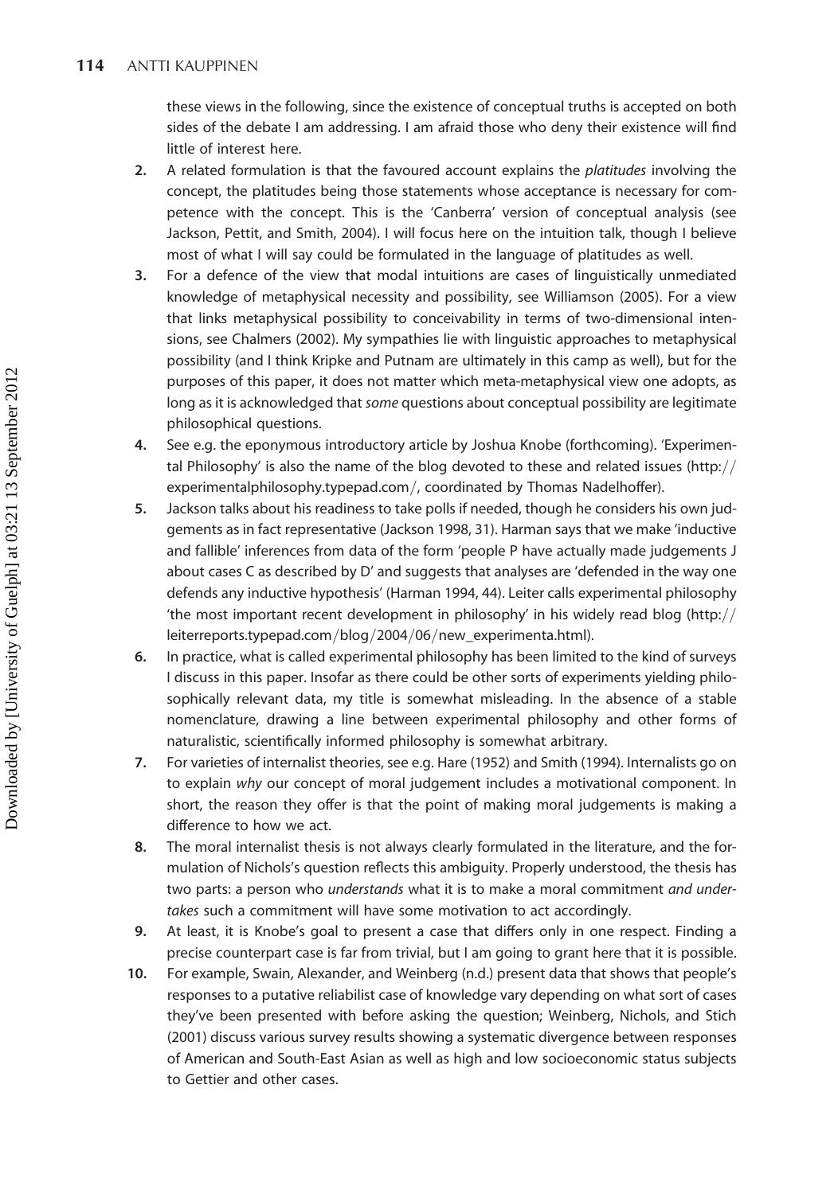these views in the following, since the existence of conceptual truths is accepted on both sides of the debate I am addressing. I am afraid those who deny their existence will find little of interest here.

2. A related formulation is that the favoured account explains the *platitudes* involving the concept, the platitudes being those statements whose acceptance is necessary for competence with the concept. This is the 'Canberra' version of conceptual analysis (see Jackson, Pettit, and Smith, 2004). I will focus here on the intuition talk, though I believe most of what I will say could be formulated in the language of platitudes as well.
3. For a defence of the view that modal intuitions are cases of linguistically unmediated knowledge of metaphysical necessity and possibility, see Williamson (2005). For a view that links metaphysical possibility to conceivability in terms of two-dimensional intensions, see Chalmers (2002). My sympathies lie with linguistic approaches to metaphysical possibility (and I think Kripke and Putnam are ultimately in this camp as well), but for the purposes of this paper, it does not matter which meta-metaphysical view one adopts, as long as it is acknowledged that *some* questions about conceptual possibility are legitimate philosophical questions.
4. See e.g. the eponymous introductory article by Joshua Knobe (forthcoming). 'Experimental Philosophy' is also the name of the blog devoted to these and related issues (http://experimentalphilosophy.typepad.com/, coordinated by Thomas Nadelhoffer).
5. Jackson talks about his readiness to take polls if needed, though he considers his own judgements as in fact representative (Jackson 1998, 31). Harman says that we make 'inductive and fallible' inferences from data of the form 'people P have actually made judgements J about cases C as described by D' and suggests that analyses are 'defended in the way one defends any inductive hypothesis' (Harman 1994, 44). Leiter calls experimental philosophy 'the most important recent development in philosophy' in his widely read blog (http://leiterreports.typepad.com/blog/2004/06/new_experimenta.html).
6. In practice, what is called experimental philosophy has been limited to the kind of surveys I discuss in this paper. Insofar as there could be other sorts of experiments yielding philosophically relevant data, my title is somewhat misleading. In the absence of a stable nomenclature, drawing a line between experimental philosophy and other forms of naturalistic, scientifically informed philosophy is somewhat arbitrary.
7. For varieties of internalist theories, see e.g. Hare (1952) and Smith (1994). Internalists go on to explain *why* our concept of moral judgement includes a motivational component. In short, the reason they offer is that the point of making moral judgements is making a difference to how we act.
8. The moral internalist thesis is not always clearly formulated in the literature, and the formulation of Nichols's question reflects this ambiguity. Properly understood, the thesis has two parts: a person who *understands* what it is to make a moral commitment *and undertakes* such a commitment will have some motivation to act accordingly.
9. At least, it is Knobe's goal to present a case that differs only in one respect. Finding a precise counterpart case is far from trivial, but I am going to grant here that it is possible.
10. For example, Swain, Alexander, and Weinberg (n.d.) present data that shows that people's responses to a putative reliabilist case of knowledge vary depending on what sort of cases they've been presented with before asking the question; Weinberg, Nichols, and Stich (2001) discuss various survey results showing a systematic divergence between responses of American and South-East Asian as well as high and low socioeconomic status subjects to Gettier and other cases.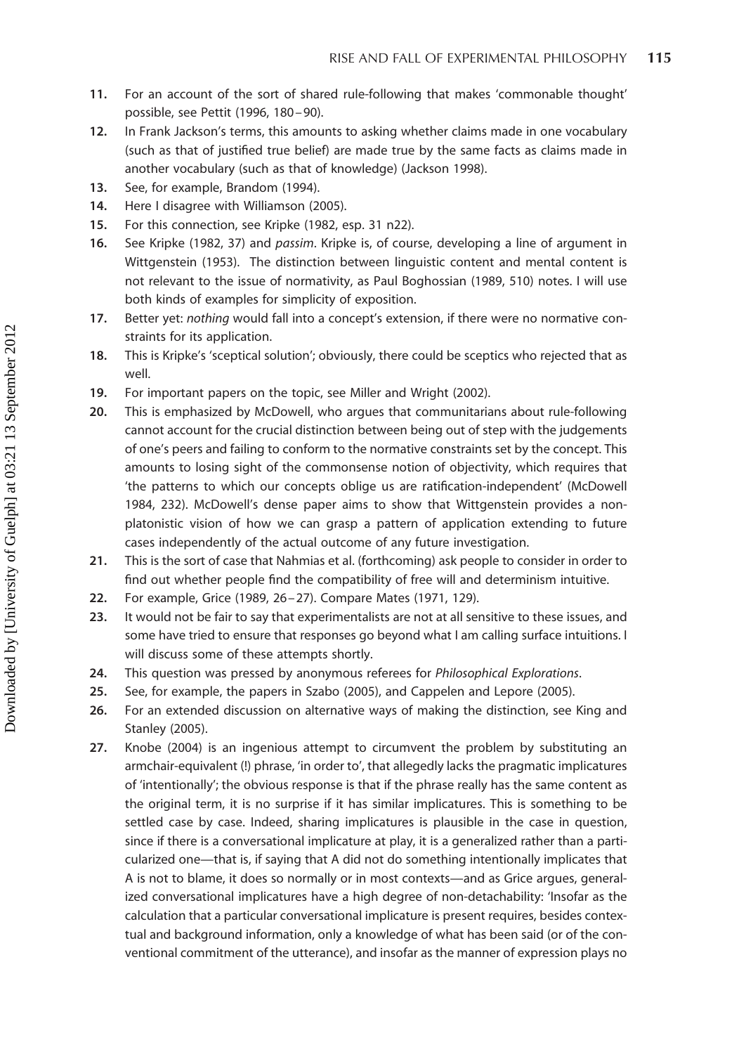11. For an account of the sort of shared rule-following that makes 'commonable thought' possible, see Pettit (1996, 180–90).
12. In Frank Jackson's terms, this amounts to asking whether claims made in one vocabulary (such as that of justified true belief) are made true by the same facts as claims made in another vocabulary (such as that of knowledge) (Jackson 1998).
13. See, for example, Brandom (1994).
14. Here I disagree with Williamson (2005).
15. For this connection, see Kripke (1982, esp. 31 n22).
16. See Kripke (1982, 37) and *passim*. Kripke is, of course, developing a line of argument in Wittgenstein (1953). The distinction between linguistic content and mental content is not relevant to the issue of normativity, as Paul Boghossian (1989, 510) notes. I will use both kinds of examples for simplicity of exposition.
17. Better yet: *nothing* would fall into a concept's extension, if there were no normative constraints for its application.
18. This is Kripke's 'sceptical solution'; obviously, there could be sceptics who rejected that as well.
19. For important papers on the topic, see Miller and Wright (2002).
20. This is emphasized by McDowell, who argues that communitarians about rule-following cannot account for the crucial distinction between being out of step with the judgements of one's peers and failing to conform to the normative constraints set by the concept. This amounts to losing sight of the commonsense notion of objectivity, which requires that 'the patterns to which our concepts oblige us are ratification-independent' (McDowell 1984, 232). McDowell's dense paper aims to show that Wittgenstein provides a non-platonistic vision of how we can grasp a pattern of application extending to future cases independently of the actual outcome of any future investigation.
21. This is the sort of case that Nahmias et al. (forthcoming) ask people to consider in order to find out whether people find the compatibility of free will and determinism intuitive.
22. For example, Grice (1989, 26–27). Compare Mates (1971, 129).
23. It would not be fair to say that experimentalists are not at all sensitive to these issues, and some have tried to ensure that responses go beyond what I am calling surface intuitions. I will discuss some of these attempts shortly.
24. This question was pressed by anonymous referees for *Philosophical Explorations*.
25. See, for example, the papers in Szabo (2005), and Cappelen and Lepore (2005).
26. For an extended discussion on alternative ways of making the distinction, see King and Stanley (2005).
27. Knobe (2004) is an ingenious attempt to circumvent the problem by substituting an armchair-equivalent (!) phrase, 'in order to', that allegedly lacks the pragmatic implicatures of 'intentionally'; the obvious response is that if the phrase really has the same content as the original term, it is no surprise if it has similar implicatures. This is something to be settled case by case. Indeed, sharing implicatures is plausible in the case in question, since if there is a conversational implicature at play, it is a generalized rather than a particularized one—that is, if saying that A did not do something intentionally implicates that A is not to blame, it does so normally or in most contexts—and as Grice argues, generalized conversational implicatures have a high degree of non-detachability: 'Insofar as the calculation that a particular conversational implicature is present requires, besides contextual and background information, only a knowledge of what has been said (or of the conventional commitment of the utterance), and insofar as the manner of expression plays no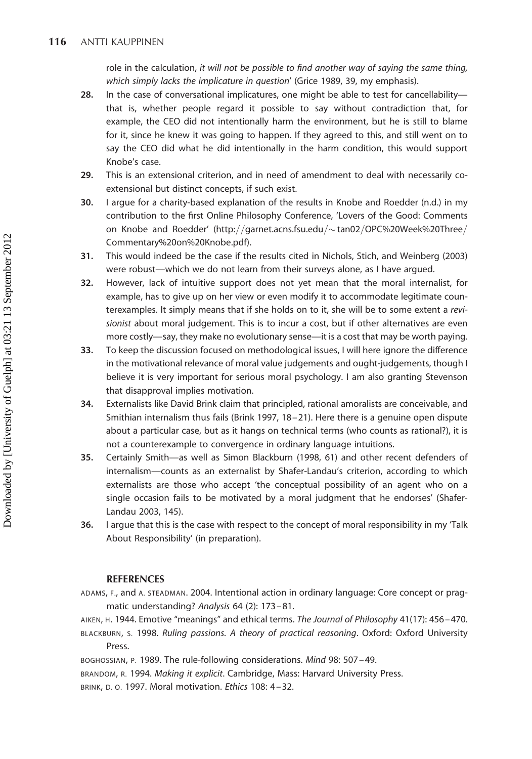role in the calculation, *it will not be possible to find another way of saying the same thing, which simply lacks the implicature in question*' (Grice 1989, 39, my emphasis).

**28.** In the case of conversational implicatures, one might be able to test for cancellability—that is, whether people regard it possible to say without contradiction that, for example, the CEO did not intentionally harm the environment, but he is still to blame for it, since he knew it was going to happen. If they agreed to this, and still went on to say the CEO did what he did intentionally in the harm condition, this would support Knobe's case.

**29.** This is an extensional criterion, and in need of amendment to deal with necessarily co-extensional but distinct concepts, if such exist.

**30.** I argue for a charity-based explanation of the results in Knobe and Roedder (n.d.) in my contribution to the first Online Philosophy Conference, 'Lovers of the Good: Comments on Knobe and Roedder' (http://garnet.acns.fsu.edu/~tan02/OPC%20Week%20Three/Commentary%20on%20Knobe.pdf).

**31.** This would indeed be the case if the results cited in Nichols, Stich, and Weinberg (2003) were robust—which we do not learn from their surveys alone, as I have argued.

**32.** However, lack of intuitive support does not yet mean that the moral internalist, for example, has to give up on her view or even modify it to accommodate legitimate counterexamples. It simply means that if she holds on to it, she will be to some extent a *revisionist* about moral judgement. This is to incur a cost, but if other alternatives are even more costly—say, they make no evolutionary sense—it is a cost that may be worth paying.

**33.** To keep the discussion focused on methodological issues, I will here ignore the difference in the motivational relevance of moral value judgements and ought-judgements, though I believe it is very important for serious moral psychology. I am also granting Stevenson that disapproval implies motivation.

**34.** Externalists like David Brink claim that principled, rational amoralists are conceivable, and Smithian internalism thus fails (Brink 1997, 18–21). Here there is a genuine open dispute about a particular case, but as it hangs on technical terms (who counts as rational?), it is not a counterexample to convergence in ordinary language intuitions.

**35.** Certainly Smith—as well as Simon Blackburn (1998, 61) and other recent defenders of internalism—counts as an externalist by Shafer-Landau's criterion, according to which externalists are those who accept 'the conceptual possibility of an agent who on a single occasion fails to be motivated by a moral judgment that he endorses' (Shafer-Landau 2003, 145).

**36.** I argue that this is the case with respect to the concept of moral responsibility in my 'Talk About Responsibility' (in preparation).

## REFERENCES

ADAMS, F., and A. STEADMAN. 2004. Intentional action in ordinary language: Core concept or pragmatic understanding? *Analysis* 64 (2): 173–81.

AIKEN, H. 1944. Emotive "meanings" and ethical terms. *The Journal of Philosophy* 41(17): 456–470.

BLACKBURN, S. 1998. *Ruling passions. A theory of practical reasoning*. Oxford: Oxford University Press.

BOGHOSSIAN, P. 1989. The rule-following considerations. *Mind* 98: 507–49.

BRANDOM, R. 1994. *Making it explicit*. Cambridge, Mass: Harvard University Press.

BRINK, D. O. 1997. Moral motivation. *Ethics* 108: 4–32.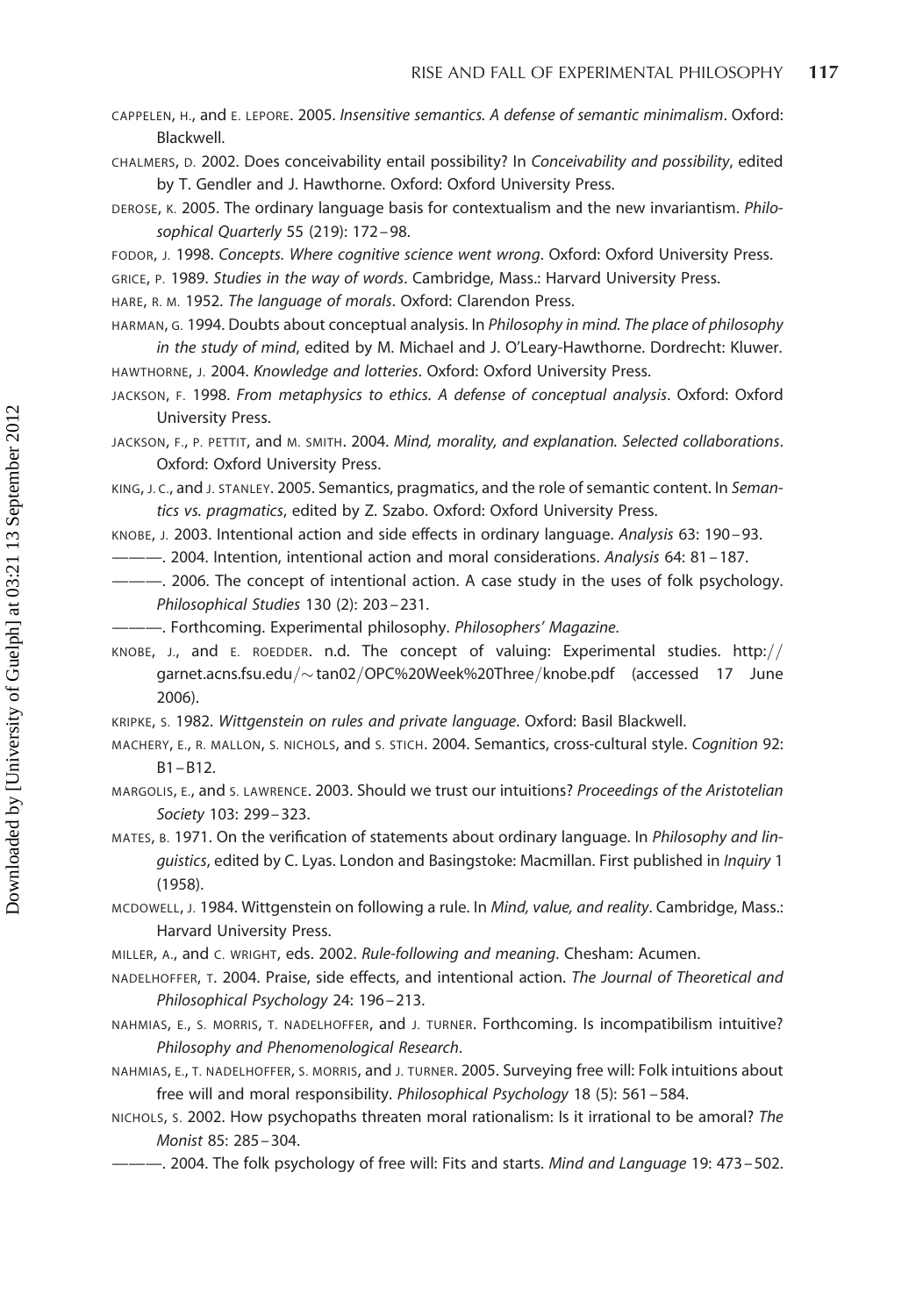CAPPELEN, H., and E. LEPORE. 2005. *Insensitive semantics. A defense of semantic minimalism*. Oxford: Blackwell.

CHALMERS, D. 2002. Does conceivability entail possibility? In *Conceivability and possibility*, edited by T. Gendler and J. Hawthorne. Oxford: Oxford University Press.

DEROSE, K. 2005. The ordinary language basis for contextualism and the new invariantism. *Philosophical Quarterly* 55 (219): 172–98.

FODOR, J. 1998. *Concepts. Where cognitive science went wrong*. Oxford: Oxford University Press.

GRICE, P. 1989. *Studies in the way of words*. Cambridge, Mass.: Harvard University Press.

HARE, R. M. 1952. *The language of morals*. Oxford: Clarendon Press.

HARMAN, G. 1994. Doubts about conceptual analysis. In *Philosophy in mind. The place of philosophy in the study of mind*, edited by M. Michael and J. O'Leary-Hawthorne. Dordrecht: Kluwer.

HAWTHORNE, J. 2004. *Knowledge and lotteries*. Oxford: Oxford University Press.

JACKSON, F. 1998. *From metaphysics to ethics. A defense of conceptual analysis*. Oxford: Oxford University Press.

JACKSON, F., P. PETTIT, and M. SMITH. 2004. *Mind, morality, and explanation. Selected collaborations*. Oxford: Oxford University Press.

KING, J. C., and J. STANLEY. 2005. Semantics, pragmatics, and the role of semantic content. In *Semantics vs. pragmatics*, edited by Z. Szabo. Oxford: Oxford University Press.

KNOBE, J. 2003. Intentional action and side effects in ordinary language. *Analysis* 63: 190–93.

———. 2004. Intention, intentional action and moral considerations. *Analysis* 64: 81–187.

———. 2006. The concept of intentional action. A case study in the uses of folk psychology. *Philosophical Studies* 130 (2): 203–231.

———. Forthcoming. Experimental philosophy. *Philosophers' Magazine*.

KNOBE, J., and E. ROEDDER. n.d. The concept of valuing: Experimental studies. http://garnet.acns.fsu.edu/~tan02/OPC%20Week%20Three/knobe.pdf (accessed 17 June 2006).

KRIPKE, S. 1982. *Wittgenstein on rules and private language*. Oxford: Basil Blackwell.

MACHERY, E., R. MALLON, S. NICHOLS, and S. STICH. 2004. Semantics, cross-cultural style. *Cognition* 92: B1–B12.

MARGOLIS, E., and S. LAWRENCE. 2003. Should we trust our intuitions? *Proceedings of the Aristotelian Society* 103: 299–323.

MATES, B. 1971. On the verification of statements about ordinary language. In *Philosophy and linguistics*, edited by C. Lyas. London and Basingstoke: Macmillan. First published in *Inquiry* 1 (1958).

MCDOWELL, J. 1984. Wittgenstein on following a rule. In *Mind, value, and reality*. Cambridge, Mass.: Harvard University Press.

MILLER, A., and C. WRIGHT, eds. 2002. *Rule-following and meaning*. Chesham: Acumen.

NADELHOFFER, T. 2004. Praise, side effects, and intentional action. *The Journal of Theoretical and Philosophical Psychology* 24: 196–213.

NAHMIAS, E., S. MORRIS, T. NADELHOFFER, and J. TURNER. Forthcoming. Is incompatibilism intuitive? *Philosophy and Phenomenological Research*.

NAHMIAS, E., T. NADELHOFFER, S. MORRIS, and J. TURNER. 2005. Surveying free will: Folk intuitions about free will and moral responsibility. *Philosophical Psychology* 18 (5): 561–584.

NICHOLS, S. 2002. How psychopaths threaten moral rationalism: Is it irrational to be amoral? *The Monist* 85: 285–304.

———. 2004. The folk psychology of free will: Fits and starts. *Mind and Language* 19: 473–502.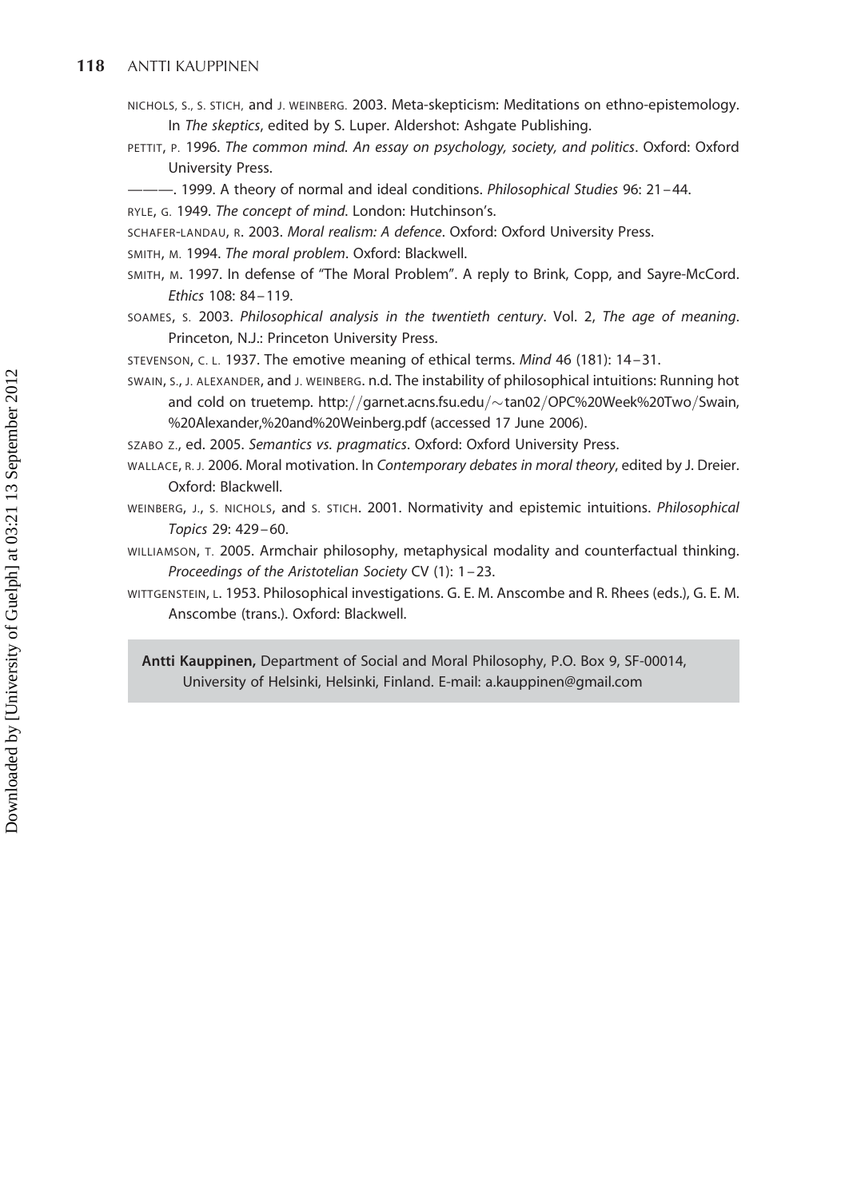NICHOLS, S., S. STICH, and J. WEINBERG. 2003. Meta-skepticism: Meditations on ethno-epistemology. In *The skeptics*, edited by S. Luper. Aldershot: Ashgate Publishing.

PETTIT, P. 1996. *The common mind. An essay on psychology, society, and politics*. Oxford: Oxford University Press.

———. 1999. A theory of normal and ideal conditions. *Philosophical Studies* 96: 21–44.

RYLE, G. 1949. *The concept of mind*. London: Hutchinson's.

SCHAFER-LANDAU, R. 2003. *Moral realism: A defence*. Oxford: Oxford University Press.

SMITH, M. 1994. *The moral problem*. Oxford: Blackwell.

SMITH, M. 1997. In defense of "The Moral Problem". A reply to Brink, Copp, and Sayre-McCord. *Ethics* 108: 84–119.

SOAMES, S. 2003. *Philosophical analysis in the twentieth century*. Vol. 2, *The age of meaning*. Princeton, N.J.: Princeton University Press.

STEVENSON, C. L. 1937. The emotive meaning of ethical terms. *Mind* 46 (181): 14–31.

SWAIN, S., J. ALEXANDER, and J. WEINBERG. n.d. The instability of philosophical intuitions: Running hot and cold on truetemp. http://garnet.acns.fsu.edu/~tan02/OPC%20Week%20Two/Swain,%20Alexander,%20and%20Weinberg.pdf (accessed 17 June 2006).

SZABO Z., ed. 2005. *Semantics vs. pragmatics*. Oxford: Oxford University Press.

WALLACE, R. J. 2006. Moral motivation. In *Contemporary debates in moral theory*, edited by J. Dreier. Oxford: Blackwell.

WEINBERG, J., S. NICHOLS, and S. STICH. 2001. Normativity and epistemic intuitions. *Philosophical Topics* 29: 429–60.

WILLIAMSON, T. 2005. Armchair philosophy, metaphysical modality and counterfactual thinking. *Proceedings of the Aristotelian Society* CV (1): 1–23.

WITTGENSTEIN, L. 1953. Philosophical investigations. G. E. M. Anscombe and R. Rhees (eds.), G. E. M. Anscombe (trans.). Oxford: Blackwell.

**Antti Kauppinen,** Department of Social and Moral Philosophy, P.O. Box 9, SF-00014, University of Helsinki, Helsinki, Finland. E-mail: a.kauppinen@gmail.com